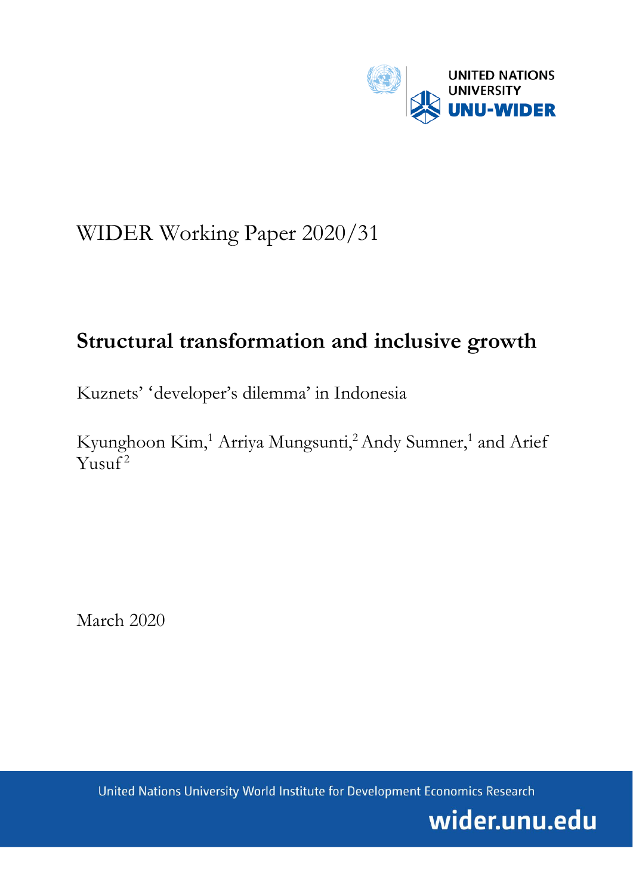UNITED NATIONS UNIVERSITY
UNU-WIDER

WIDER Working Paper 2020/31

# Structural transformation and inclusive growth

Kuznets' 'developer's dilemma' in Indonesia

Kyunghoon Kim,[1] Arriya Mungsunti,[2] Andy Sumner,[1] and Arief Yusuf[2]

March 2020

United Nations University World Institute for Development Economics Research

wider.unu.edu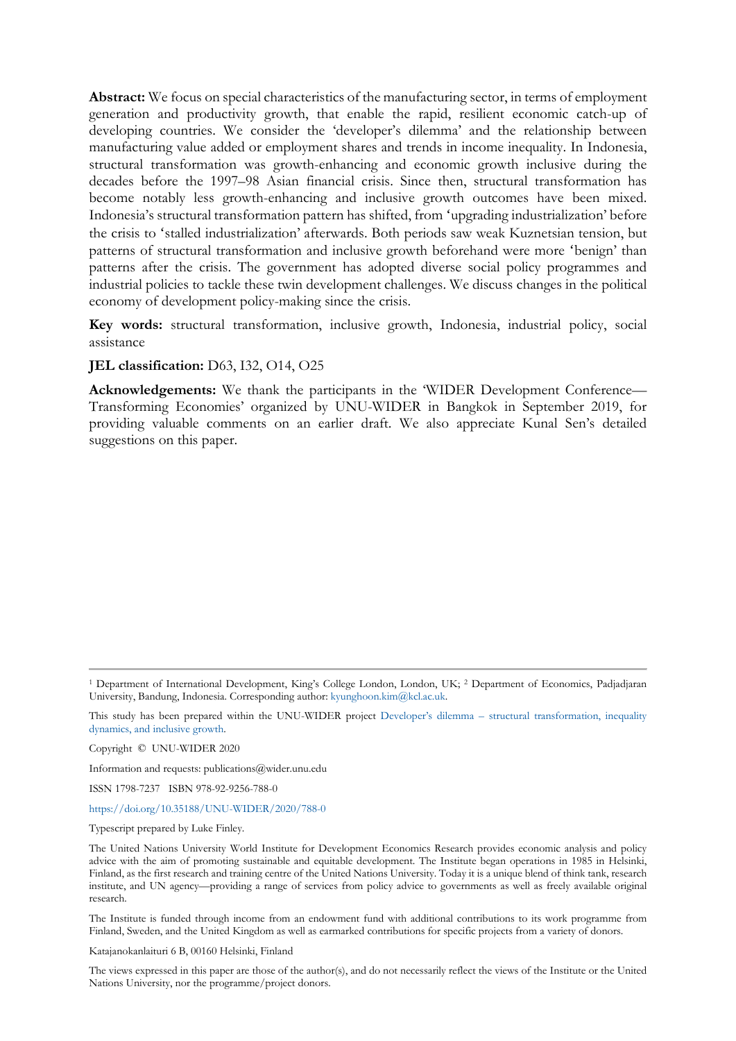**Abstract:** We focus on special characteristics of the manufacturing sector, in terms of employment generation and productivity growth, that enable the rapid, resilient economic catch-up of developing countries. We consider the 'developer's dilemma' and the relationship between manufacturing value added or employment shares and trends in income inequality. In Indonesia, structural transformation was growth-enhancing and economic growth inclusive during the decades before the 1997–98 Asian financial crisis. Since then, structural transformation has become notably less growth-enhancing and inclusive growth outcomes have been mixed. Indonesia's structural transformation pattern has shifted, from 'upgrading industrialization' before the crisis to 'stalled industrialization' afterwards. Both periods saw weak Kuznetsian tension, but patterns of structural transformation and inclusive growth beforehand were more 'benign' than patterns after the crisis. The government has adopted diverse social policy programmes and industrial policies to tackle these twin development challenges. We discuss changes in the political economy of development policy-making since the crisis.

**Key words:** structural transformation, inclusive growth, Indonesia, industrial policy, social assistance

**JEL classification:** D63, I32, O14, O25

**Acknowledgements:** We thank the participants in the 'WIDER Development Conference—Transforming Economies' organized by UNU-WIDER in Bangkok in September 2019, for providing valuable comments on an earlier draft. We also appreciate Kunal Sen's detailed suggestions on this paper.

---

[1] Department of International Development, King's College London, London, UK; [2] Department of Economics, Padjadjaran University, Bandung, Indonesia. Corresponding author: kyunghoon.kim@kcl.ac.uk.

This study has been prepared within the UNU-WIDER project Developer's dilemma – structural transformation, inequality dynamics, and inclusive growth.

Copyright © UNU-WIDER 2020

Information and requests: publications@wider.unu.edu

ISSN 1798-7237 ISBN 978-92-9256-788-0

https://doi.org/10.35188/UNU-WIDER/2020/788-0

Typescript prepared by Luke Finley.

The United Nations University World Institute for Development Economics Research provides economic analysis and policy advice with the aim of promoting sustainable and equitable development. The Institute began operations in 1985 in Helsinki, Finland, as the first research and training centre of the United Nations University. Today it is a unique blend of think tank, research institute, and UN agency—providing a range of services from policy advice to governments as well as freely available original research.

The Institute is funded through income from an endowment fund with additional contributions to its work programme from Finland, Sweden, and the United Kingdom as well as earmarked contributions for specific projects from a variety of donors.

Katajanokanlaituri 6 B, 00160 Helsinki, Finland

The views expressed in this paper are those of the author(s), and do not necessarily reflect the views of the Institute or the United Nations University, nor the programme/project donors.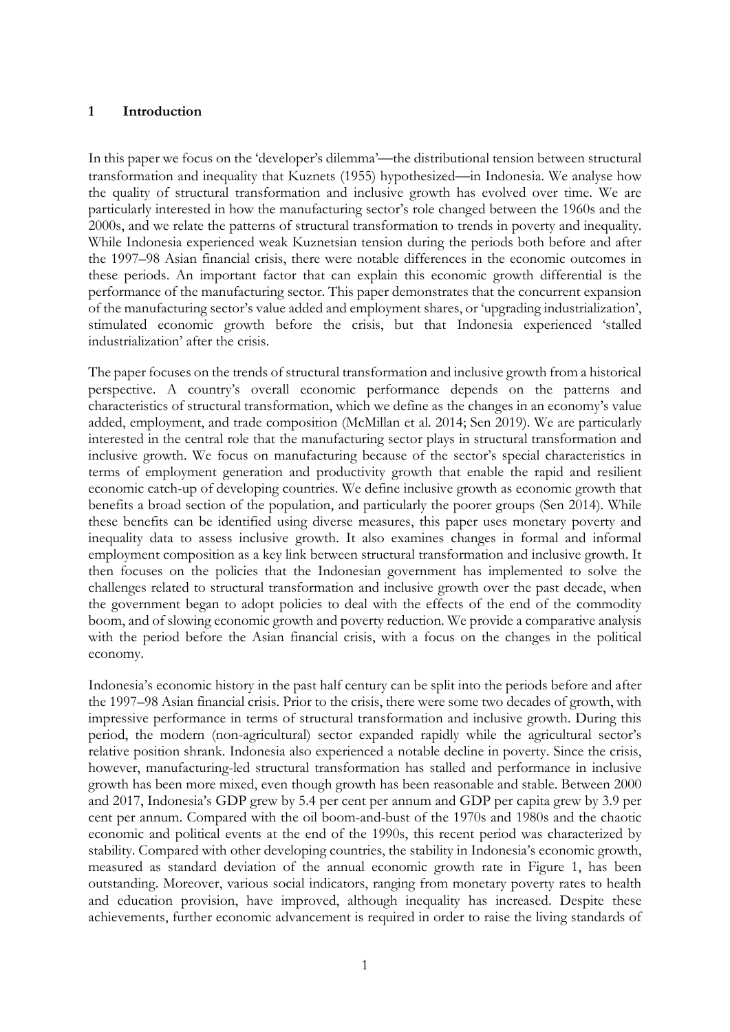# 1 Introduction

In this paper we focus on the 'developer's dilemma'—the distributional tension between structural transformation and inequality that Kuznets (1955) hypothesized—in Indonesia. We analyse how the quality of structural transformation and inclusive growth has evolved over time. We are particularly interested in how the manufacturing sector's role changed between the 1960s and the 2000s, and we relate the patterns of structural transformation to trends in poverty and inequality. While Indonesia experienced weak Kuznetsian tension during the periods both before and after the 1997–98 Asian financial crisis, there were notable differences in the economic outcomes in these periods. An important factor that can explain this economic growth differential is the performance of the manufacturing sector. This paper demonstrates that the concurrent expansion of the manufacturing sector's value added and employment shares, or 'upgrading industrialization', stimulated economic growth before the crisis, but that Indonesia experienced 'stalled industrialization' after the crisis.

The paper focuses on the trends of structural transformation and inclusive growth from a historical perspective. A country's overall economic performance depends on the patterns and characteristics of structural transformation, which we define as the changes in an economy's value added, employment, and trade composition (McMillan et al. 2014; Sen 2019). We are particularly interested in the central role that the manufacturing sector plays in structural transformation and inclusive growth. We focus on manufacturing because of the sector's special characteristics in terms of employment generation and productivity growth that enable the rapid and resilient economic catch-up of developing countries. We define inclusive growth as economic growth that benefits a broad section of the population, and particularly the poorer groups (Sen 2014). While these benefits can be identified using diverse measures, this paper uses monetary poverty and inequality data to assess inclusive growth. It also examines changes in formal and informal employment composition as a key link between structural transformation and inclusive growth. It then focuses on the policies that the Indonesian government has implemented to solve the challenges related to structural transformation and inclusive growth over the past decade, when the government began to adopt policies to deal with the effects of the end of the commodity boom, and of slowing economic growth and poverty reduction. We provide a comparative analysis with the period before the Asian financial crisis, with a focus on the changes in the political economy.

Indonesia's economic history in the past half century can be split into the periods before and after the 1997–98 Asian financial crisis. Prior to the crisis, there were some two decades of growth, with impressive performance in terms of structural transformation and inclusive growth. During this period, the modern (non-agricultural) sector expanded rapidly while the agricultural sector's relative position shrank. Indonesia also experienced a notable decline in poverty. Since the crisis, however, manufacturing-led structural transformation has stalled and performance in inclusive growth has been more mixed, even though growth has been reasonable and stable. Between 2000 and 2017, Indonesia's GDP grew by 5.4 per cent per annum and GDP per capita grew by 3.9 per cent per annum. Compared with the oil boom-and-bust of the 1970s and 1980s and the chaotic economic and political events at the end of the 1990s, this recent period was characterized by stability. Compared with other developing countries, the stability in Indonesia's economic growth, measured as standard deviation of the annual economic growth rate in Figure 1, has been outstanding. Moreover, various social indicators, ranging from monetary poverty rates to health and education provision, have improved, although inequality has increased. Despite these achievements, further economic advancement is required in order to raise the living standards of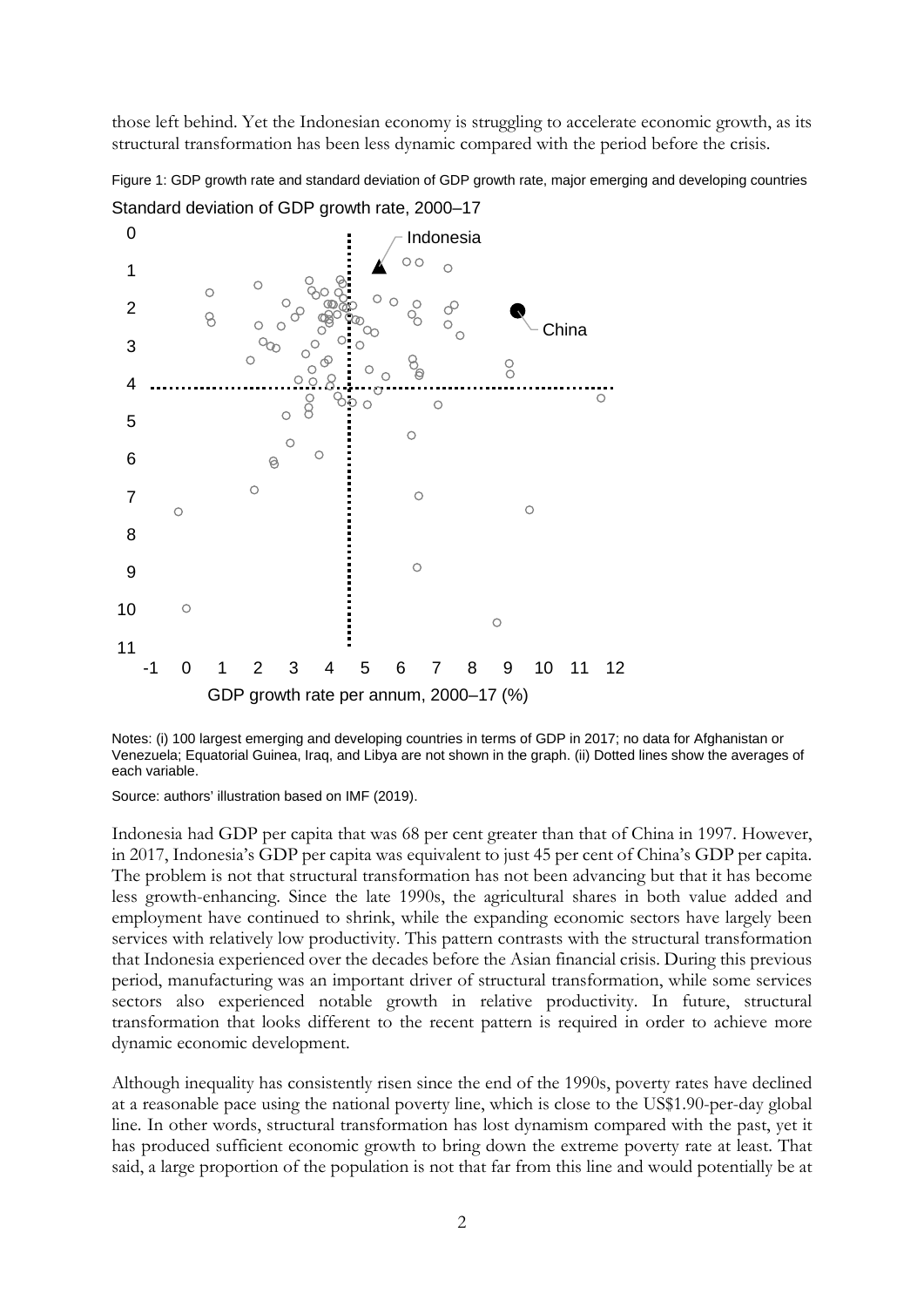those left behind. Yet the Indonesian economy is struggling to accelerate economic growth, as its structural transformation has been less dynamic compared with the period before the crisis.

Figure 1: GDP growth rate and standard deviation of GDP growth rate, major emerging and developing countries

Notes: (i) 100 largest emerging and developing countries in terms of GDP in 2017; no data for Afghanistan or Venezuela; Equatorial Guinea, Iraq, and Libya are not shown in the graph. (ii) Dotted lines show the averages of each variable.

Source: authors' illustration based on IMF (2019).

Indonesia had GDP per capita that was 68 per cent greater than that of China in 1997. However, in 2017, Indonesia's GDP per capita was equivalent to just 45 per cent of China's GDP per capita. The problem is not that structural transformation has not been advancing but that it has become less growth-enhancing. Since the late 1990s, the agricultural shares in both value added and employment have continued to shrink, while the expanding economic sectors have largely been services with relatively low productivity. This pattern contrasts with the structural transformation that Indonesia experienced over the decades before the Asian financial crisis. During this previous period, manufacturing was an important driver of structural transformation, while some services sectors also experienced notable growth in relative productivity. In future, structural transformation that looks different to the recent pattern is required in order to achieve more dynamic economic development.

Although inequality has consistently risen since the end of the 1990s, poverty rates have declined at a reasonable pace using the national poverty line, which is close to the US$1.90-per-day global line. In other words, structural transformation has lost dynamism compared with the past, yet it has produced sufficient economic growth to bring down the extreme poverty rate at least. That said, a large proportion of the population is not that far from this line and would potentially be at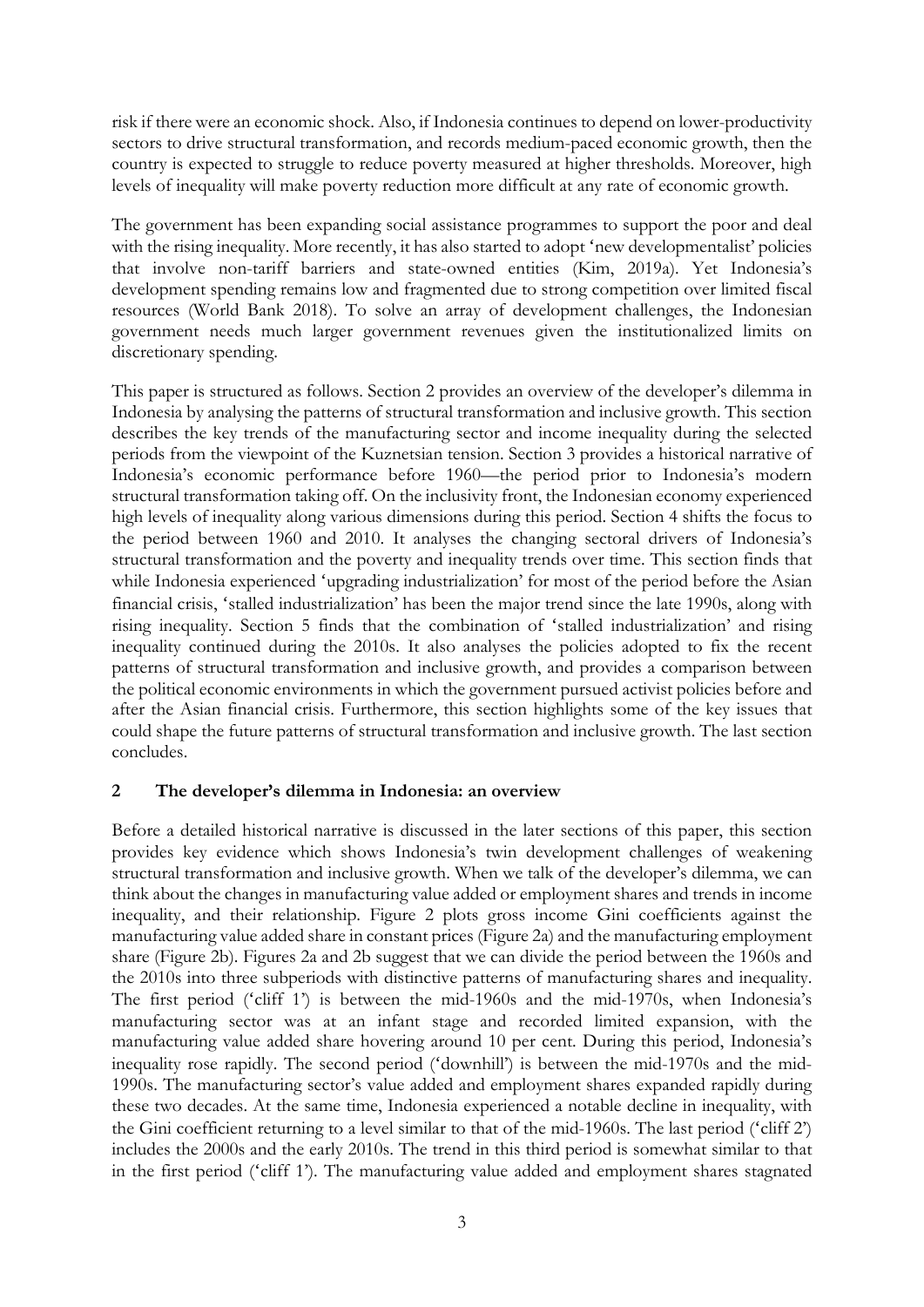risk if there were an economic shock. Also, if Indonesia continues to depend on lower-productivity sectors to drive structural transformation, and records medium-paced economic growth, then the country is expected to struggle to reduce poverty measured at higher thresholds. Moreover, high levels of inequality will make poverty reduction more difficult at any rate of economic growth.

The government has been expanding social assistance programmes to support the poor and deal with the rising inequality. More recently, it has also started to adopt 'new developmentalist' policies that involve non-tariff barriers and state-owned entities (Kim, 2019a). Yet Indonesia's development spending remains low and fragmented due to strong competition over limited fiscal resources (World Bank 2018). To solve an array of development challenges, the Indonesian government needs much larger government revenues given the institutionalized limits on discretionary spending.

This paper is structured as follows. Section 2 provides an overview of the developer's dilemma in Indonesia by analysing the patterns of structural transformation and inclusive growth. This section describes the key trends of the manufacturing sector and income inequality during the selected periods from the viewpoint of the Kuznetsian tension. Section 3 provides a historical narrative of Indonesia's economic performance before 1960—the period prior to Indonesia's modern structural transformation taking off. On the inclusivity front, the Indonesian economy experienced high levels of inequality along various dimensions during this period. Section 4 shifts the focus to the period between 1960 and 2010. It analyses the changing sectoral drivers of Indonesia's structural transformation and the poverty and inequality trends over time. This section finds that while Indonesia experienced 'upgrading industrialization' for most of the period before the Asian financial crisis, 'stalled industrialization' has been the major trend since the late 1990s, along with rising inequality. Section 5 finds that the combination of 'stalled industrialization' and rising inequality continued during the 2010s. It also analyses the policies adopted to fix the recent patterns of structural transformation and inclusive growth, and provides a comparison between the political economic environments in which the government pursued activist policies before and after the Asian financial crisis. Furthermore, this section highlights some of the key issues that could shape the future patterns of structural transformation and inclusive growth. The last section concludes.

## 2 The developer's dilemma in Indonesia: an overview

Before a detailed historical narrative is discussed in the later sections of this paper, this section provides key evidence which shows Indonesia's twin development challenges of weakening structural transformation and inclusive growth. When we talk of the developer's dilemma, we can think about the changes in manufacturing value added or employment shares and trends in income inequality, and their relationship. Figure 2 plots gross income Gini coefficients against the manufacturing value added share in constant prices (Figure 2a) and the manufacturing employment share (Figure 2b). Figures 2a and 2b suggest that we can divide the period between the 1960s and the 2010s into three subperiods with distinctive patterns of manufacturing shares and inequality. The first period ('cliff 1') is between the mid-1960s and the mid-1970s, when Indonesia's manufacturing sector was at an infant stage and recorded limited expansion, with the manufacturing value added share hovering around 10 per cent. During this period, Indonesia's inequality rose rapidly. The second period ('downhill') is between the mid-1970s and the mid-1990s. The manufacturing sector's value added and employment shares expanded rapidly during these two decades. At the same time, Indonesia experienced a notable decline in inequality, with the Gini coefficient returning to a level similar to that of the mid-1960s. The last period ('cliff 2') includes the 2000s and the early 2010s. The trend in this third period is somewhat similar to that in the first period ('cliff 1'). The manufacturing value added and employment shares stagnated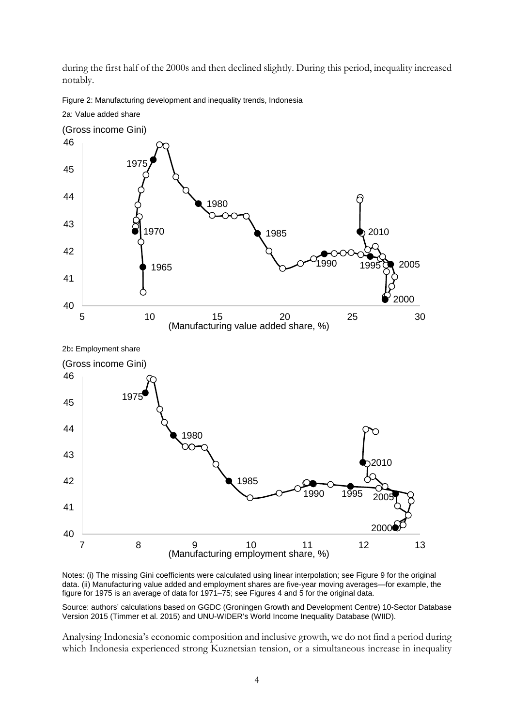during the first half of the 2000s and then declined slightly. During this period, inequality increased notably.

Figure 2: Manufacturing development and inequality trends, Indonesia

2a: Value added share

2b: Employment share

Notes: (i) The missing Gini coefficients were calculated using linear interpolation; see Figure 9 for the original data. (ii) Manufacturing value added and employment shares are five-year moving averages—for example, the figure for 1975 is an average of data for 1971–75; see Figures 4 and 5 for the original data.

Source: authors' calculations based on GGDC (Groningen Growth and Development Centre) 10-Sector Database Version 2015 (Timmer et al. 2015) and UNU-WIDER's World Income Inequality Database (WIID).

Analysing Indonesia's economic composition and inclusive growth, we do not find a period during which Indonesia experienced strong Kuznetsian tension, or a simultaneous increase in inequality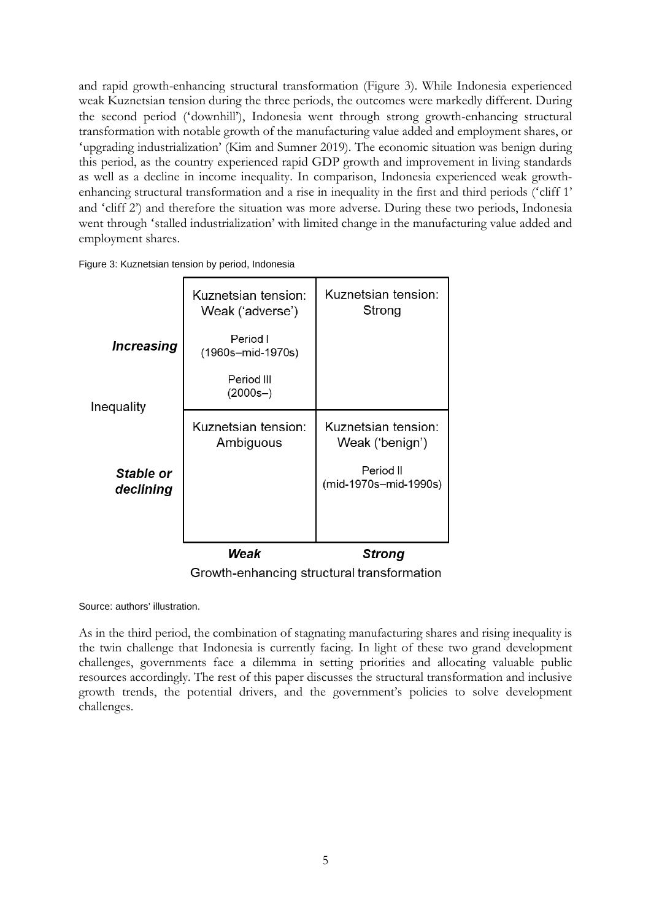and rapid growth-enhancing structural transformation (Figure 3). While Indonesia experienced weak Kuznetsian tension during the three periods, the outcomes were markedly different. During the second period ('downhill'), Indonesia went through strong growth-enhancing structural transformation with notable growth of the manufacturing value added and employment shares, or 'upgrading industrialization' (Kim and Sumner 2019). The economic situation was benign during this period, as the country experienced rapid GDP growth and improvement in living standards as well as a decline in income inequality. In comparison, Indonesia experienced weak growth-enhancing structural transformation and a rise in inequality in the first and third periods ('cliff 1' and 'cliff 2') and therefore the situation was more adverse. During these two periods, Indonesia went through 'stalled industrialization' with limited change in the manufacturing value added and employment shares.

Figure 3: Kuznetsian tension by period, Indonesia

| Inequality | Weak (Growth-enhancing structural transformation) | Strong (Growth-enhancing structural transformation) |
| --- | --- | --- |
| ***Increasing*** | Kuznetsian tension: Weak ('adverse')<br>Period I (1960s–mid-1970s)<br>Period III (2000s–) | Kuznetsian tension: Strong |
| ***Stable or declining*** | Kuznetsian tension: Ambiguous | Kuznetsian tension: Weak ('benign')<br>Period II (mid-1970s–mid-1990s) |

Source: authors' illustration.

As in the third period, the combination of stagnating manufacturing shares and rising inequality is the twin challenge that Indonesia is currently facing. In light of these two grand development challenges, governments face a dilemma in setting priorities and allocating valuable public resources accordingly. The rest of this paper discusses the structural transformation and inclusive growth trends, the potential drivers, and the government's policies to solve development challenges.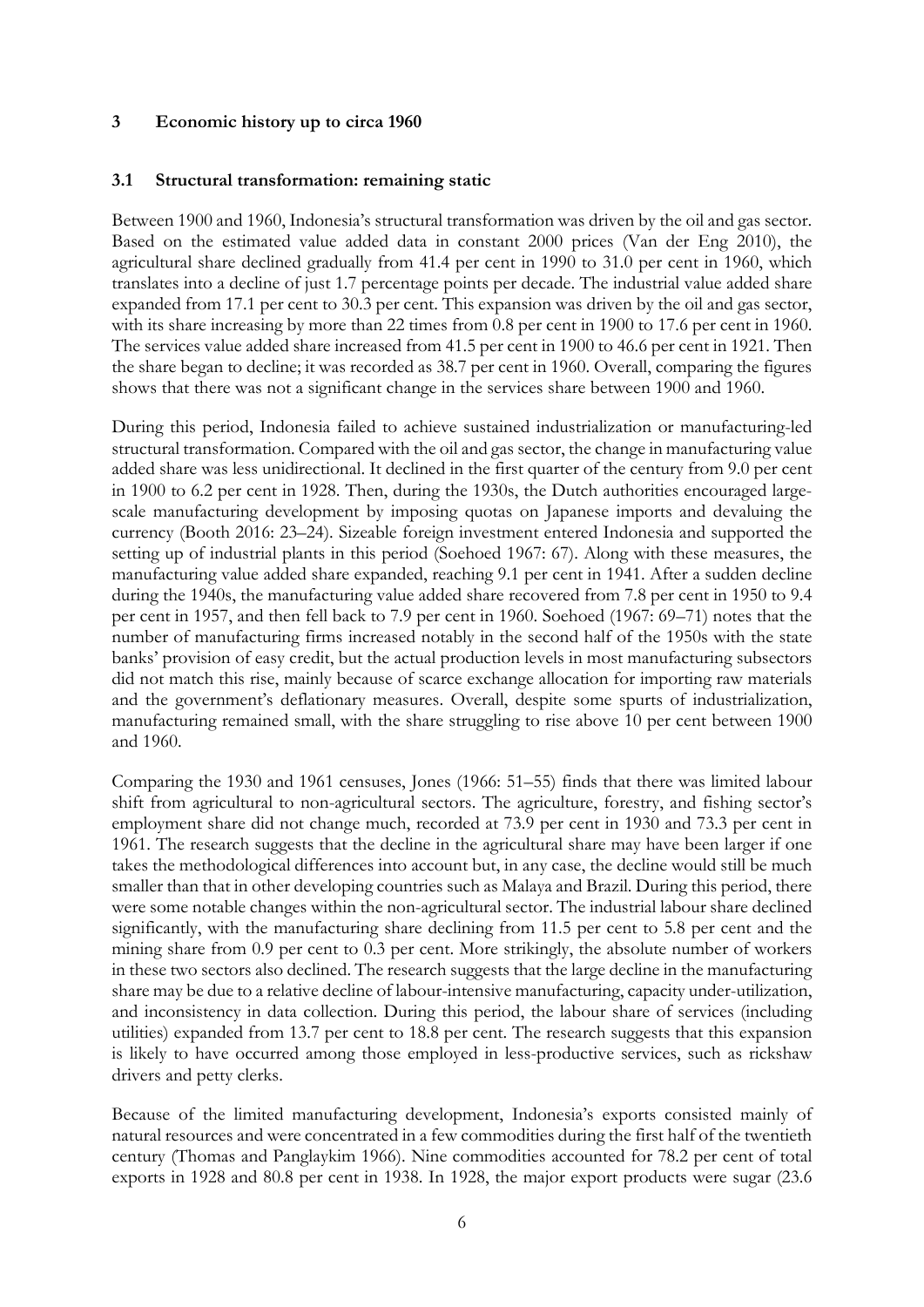## 3 Economic history up to circa 1960

### 3.1 Structural transformation: remaining static

Between 1900 and 1960, Indonesia's structural transformation was driven by the oil and gas sector. Based on the estimated value added data in constant 2000 prices (Van der Eng 2010), the agricultural share declined gradually from 41.4 per cent in 1990 to 31.0 per cent in 1960, which translates into a decline of just 1.7 percentage points per decade. The industrial value added share expanded from 17.1 per cent to 30.3 per cent. This expansion was driven by the oil and gas sector, with its share increasing by more than 22 times from 0.8 per cent in 1900 to 17.6 per cent in 1960. The services value added share increased from 41.5 per cent in 1900 to 46.6 per cent in 1921. Then the share began to decline; it was recorded as 38.7 per cent in 1960. Overall, comparing the figures shows that there was not a significant change in the services share between 1900 and 1960.

During this period, Indonesia failed to achieve sustained industrialization or manufacturing-led structural transformation. Compared with the oil and gas sector, the change in manufacturing value added share was less unidirectional. It declined in the first quarter of the century from 9.0 per cent in 1900 to 6.2 per cent in 1928. Then, during the 1930s, the Dutch authorities encouraged large-scale manufacturing development by imposing quotas on Japanese imports and devaluing the currency (Booth 2016: 23–24). Sizeable foreign investment entered Indonesia and supported the setting up of industrial plants in this period (Soehoed 1967: 67). Along with these measures, the manufacturing value added share expanded, reaching 9.1 per cent in 1941. After a sudden decline during the 1940s, the manufacturing value added share recovered from 7.8 per cent in 1950 to 9.4 per cent in 1957, and then fell back to 7.9 per cent in 1960. Soehoed (1967: 69–71) notes that the number of manufacturing firms increased notably in the second half of the 1950s with the state banks' provision of easy credit, but the actual production levels in most manufacturing subsectors did not match this rise, mainly because of scarce exchange allocation for importing raw materials and the government's deflationary measures. Overall, despite some spurts of industrialization, manufacturing remained small, with the share struggling to rise above 10 per cent between 1900 and 1960.

Comparing the 1930 and 1961 censuses, Jones (1966: 51–55) finds that there was limited labour shift from agricultural to non-agricultural sectors. The agriculture, forestry, and fishing sector's employment share did not change much, recorded at 73.9 per cent in 1930 and 73.3 per cent in 1961. The research suggests that the decline in the agricultural share may have been larger if one takes the methodological differences into account but, in any case, the decline would still be much smaller than that in other developing countries such as Malaya and Brazil. During this period, there were some notable changes within the non-agricultural sector. The industrial labour share declined significantly, with the manufacturing share declining from 11.5 per cent to 5.8 per cent and the mining share from 0.9 per cent to 0.3 per cent. More strikingly, the absolute number of workers in these two sectors also declined. The research suggests that the large decline in the manufacturing share may be due to a relative decline of labour-intensive manufacturing, capacity under-utilization, and inconsistency in data collection. During this period, the labour share of services (including utilities) expanded from 13.7 per cent to 18.8 per cent. The research suggests that this expansion is likely to have occurred among those employed in less-productive services, such as rickshaw drivers and petty clerks.

Because of the limited manufacturing development, Indonesia's exports consisted mainly of natural resources and were concentrated in a few commodities during the first half of the twentieth century (Thomas and Panglaykim 1966). Nine commodities accounted for 78.2 per cent of total exports in 1928 and 80.8 per cent in 1938. In 1928, the major export products were sugar (23.6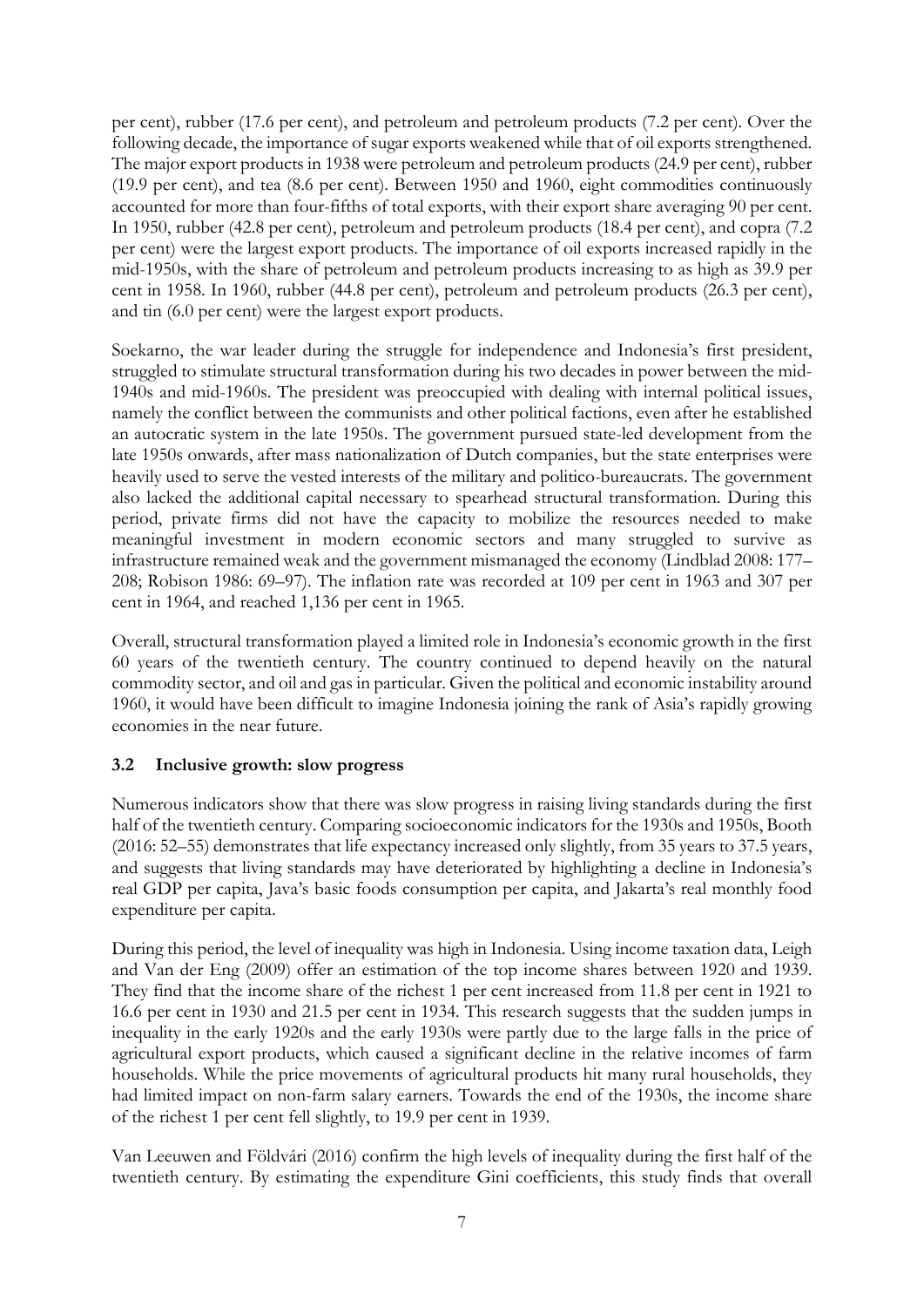per cent), rubber (17.6 per cent), and petroleum and petroleum products (7.2 per cent). Over the following decade, the importance of sugar exports weakened while that of oil exports strengthened. The major export products in 1938 were petroleum and petroleum products (24.9 per cent), rubber (19.9 per cent), and tea (8.6 per cent). Between 1950 and 1960, eight commodities continuously accounted for more than four-fifths of total exports, with their export share averaging 90 per cent. In 1950, rubber (42.8 per cent), petroleum and petroleum products (18.4 per cent), and copra (7.2 per cent) were the largest export products. The importance of oil exports increased rapidly in the mid-1950s, with the share of petroleum and petroleum products increasing to as high as 39.9 per cent in 1958. In 1960, rubber (44.8 per cent), petroleum and petroleum products (26.3 per cent), and tin (6.0 per cent) were the largest export products.

Soekarno, the war leader during the struggle for independence and Indonesia's first president, struggled to stimulate structural transformation during his two decades in power between the mid-1940s and mid-1960s. The president was preoccupied with dealing with internal political issues, namely the conflict between the communists and other political factions, even after he established an autocratic system in the late 1950s. The government pursued state-led development from the late 1950s onwards, after mass nationalization of Dutch companies, but the state enterprises were heavily used to serve the vested interests of the military and politico-bureaucrats. The government also lacked the additional capital necessary to spearhead structural transformation. During this period, private firms did not have the capacity to mobilize the resources needed to make meaningful investment in modern economic sectors and many struggled to survive as infrastructure remained weak and the government mismanaged the economy (Lindblad 2008: 177–208; Robison 1986: 69–97). The inflation rate was recorded at 109 per cent in 1963 and 307 per cent in 1964, and reached 1,136 per cent in 1965.

Overall, structural transformation played a limited role in Indonesia's economic growth in the first 60 years of the twentieth century. The country continued to depend heavily on the natural commodity sector, and oil and gas in particular. Given the political and economic instability around 1960, it would have been difficult to imagine Indonesia joining the rank of Asia's rapidly growing economies in the near future.

### 3.2 Inclusive growth: slow progress

Numerous indicators show that there was slow progress in raising living standards during the first half of the twentieth century. Comparing socioeconomic indicators for the 1930s and 1950s, Booth (2016: 52–55) demonstrates that life expectancy increased only slightly, from 35 years to 37.5 years, and suggests that living standards may have deteriorated by highlighting a decline in Indonesia's real GDP per capita, Java's basic foods consumption per capita, and Jakarta's real monthly food expenditure per capita.

During this period, the level of inequality was high in Indonesia. Using income taxation data, Leigh and Van der Eng (2009) offer an estimation of the top income shares between 1920 and 1939. They find that the income share of the richest 1 per cent increased from 11.8 per cent in 1921 to 16.6 per cent in 1930 and 21.5 per cent in 1934. This research suggests that the sudden jumps in inequality in the early 1920s and the early 1930s were partly due to the large falls in the price of agricultural export products, which caused a significant decline in the relative incomes of farm households. While the price movements of agricultural products hit many rural households, they had limited impact on non-farm salary earners. Towards the end of the 1930s, the income share of the richest 1 per cent fell slightly, to 19.9 per cent in 1939.

Van Leeuwen and Földvári (2016) confirm the high levels of inequality during the first half of the twentieth century. By estimating the expenditure Gini coefficients, this study finds that overall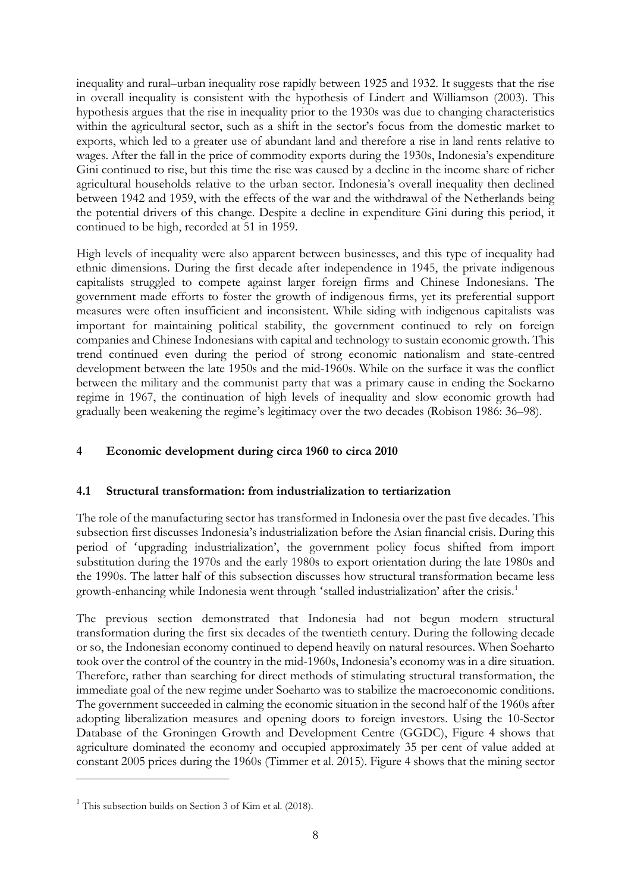inequality and rural–urban inequality rose rapidly between 1925 and 1932. It suggests that the rise in overall inequality is consistent with the hypothesis of Lindert and Williamson (2003). This hypothesis argues that the rise in inequality prior to the 1930s was due to changing characteristics within the agricultural sector, such as a shift in the sector's focus from the domestic market to exports, which led to a greater use of abundant land and therefore a rise in land rents relative to wages. After the fall in the price of commodity exports during the 1930s, Indonesia's expenditure Gini continued to rise, but this time the rise was caused by a decline in the income share of richer agricultural households relative to the urban sector. Indonesia's overall inequality then declined between 1942 and 1959, with the effects of the war and the withdrawal of the Netherlands being the potential drivers of this change. Despite a decline in expenditure Gini during this period, it continued to be high, recorded at 51 in 1959.

High levels of inequality were also apparent between businesses, and this type of inequality had ethnic dimensions. During the first decade after independence in 1945, the private indigenous capitalists struggled to compete against larger foreign firms and Chinese Indonesians. The government made efforts to foster the growth of indigenous firms, yet its preferential support measures were often insufficient and inconsistent. While siding with indigenous capitalists was important for maintaining political stability, the government continued to rely on foreign companies and Chinese Indonesians with capital and technology to sustain economic growth. This trend continued even during the period of strong economic nationalism and state-centred development between the late 1950s and the mid-1960s. While on the surface it was the conflict between the military and the communist party that was a primary cause in ending the Soekarno regime in 1967, the continuation of high levels of inequality and slow economic growth had gradually been weakening the regime's legitimacy over the two decades (Robison 1986: 36–98).

## 4 Economic development during circa 1960 to circa 2010

### 4.1 Structural transformation: from industrialization to tertiarization

The role of the manufacturing sector has transformed in Indonesia over the past five decades. This subsection first discusses Indonesia's industrialization before the Asian financial crisis. During this period of 'upgrading industrialization', the government policy focus shifted from import substitution during the 1970s and the early 1980s to export orientation during the late 1980s and the 1990s. The latter half of this subsection discusses how structural transformation became less growth-enhancing while Indonesia went through 'stalled industrialization' after the crisis.[1]

The previous section demonstrated that Indonesia had not begun modern structural transformation during the first six decades of the twentieth century. During the following decade or so, the Indonesian economy continued to depend heavily on natural resources. When Soeharto took over the control of the country in the mid-1960s, Indonesia's economy was in a dire situation. Therefore, rather than searching for direct methods of stimulating structural transformation, the immediate goal of the new regime under Soeharto was to stabilize the macroeconomic conditions. The government succeeded in calming the economic situation in the second half of the 1960s after adopting liberalization measures and opening doors to foreign investors. Using the 10-Sector Database of the Groningen Growth and Development Centre (GGDC), Figure 4 shows that agriculture dominated the economy and occupied approximately 35 per cent of value added at constant 2005 prices during the 1960s (Timmer et al. 2015). Figure 4 shows that the mining sector

[1] This subsection builds on Section 3 of Kim et al. (2018).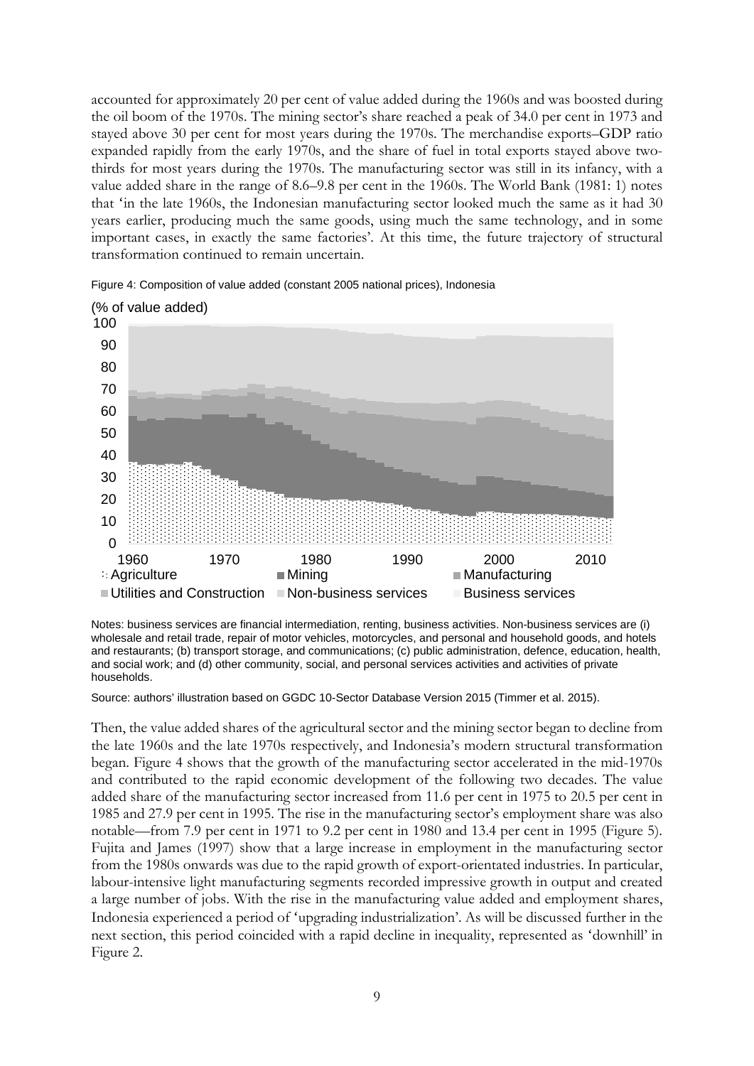accounted for approximately 20 per cent of value added during the 1960s and was boosted during the oil boom of the 1970s. The mining sector's share reached a peak of 34.0 per cent in 1973 and stayed above 30 per cent for most years during the 1970s. The merchandise exports–GDP ratio expanded rapidly from the early 1970s, and the share of fuel in total exports stayed above two-thirds for most years during the 1970s. The manufacturing sector was still in its infancy, with a value added share in the range of 8.6–9.8 per cent in the 1960s. The World Bank (1981: 1) notes that 'in the late 1960s, the Indonesian manufacturing sector looked much the same as it had 30 years earlier, producing much the same goods, using much the same technology, and in some important cases, in exactly the same factories'. At this time, the future trajectory of structural transformation continued to remain uncertain.

Figure 4: Composition of value added (constant 2005 national prices), Indonesia

Notes: business services are financial intermediation, renting, business activities. Non-business services are (i) wholesale and retail trade, repair of motor vehicles, motorcycles, and personal and household goods, and hotels and restaurants; (b) transport storage, and communications; (c) public administration, defence, education, health, and social work; and (d) other community, social, and personal services activities and activities of private households.

Source: authors' illustration based on GGDC 10-Sector Database Version 2015 (Timmer et al. 2015).

Then, the value added shares of the agricultural sector and the mining sector began to decline from the late 1960s and the late 1970s respectively, and Indonesia's modern structural transformation began. Figure 4 shows that the growth of the manufacturing sector accelerated in the mid-1970s and contributed to the rapid economic development of the following two decades. The value added share of the manufacturing sector increased from 11.6 per cent in 1975 to 20.5 per cent in 1985 and 27.9 per cent in 1995. The rise in the manufacturing sector's employment share was also notable—from 7.9 per cent in 1971 to 9.2 per cent in 1980 and 13.4 per cent in 1995 (Figure 5). Fujita and James (1997) show that a large increase in employment in the manufacturing sector from the 1980s onwards was due to the rapid growth of export-orientated industries. In particular, labour-intensive light manufacturing segments recorded impressive growth in output and created a large number of jobs. With the rise in the manufacturing value added and employment shares, Indonesia experienced a period of 'upgrading industrialization'. As will be discussed further in the next section, this period coincided with a rapid decline in inequality, represented as 'downhill' in Figure 2.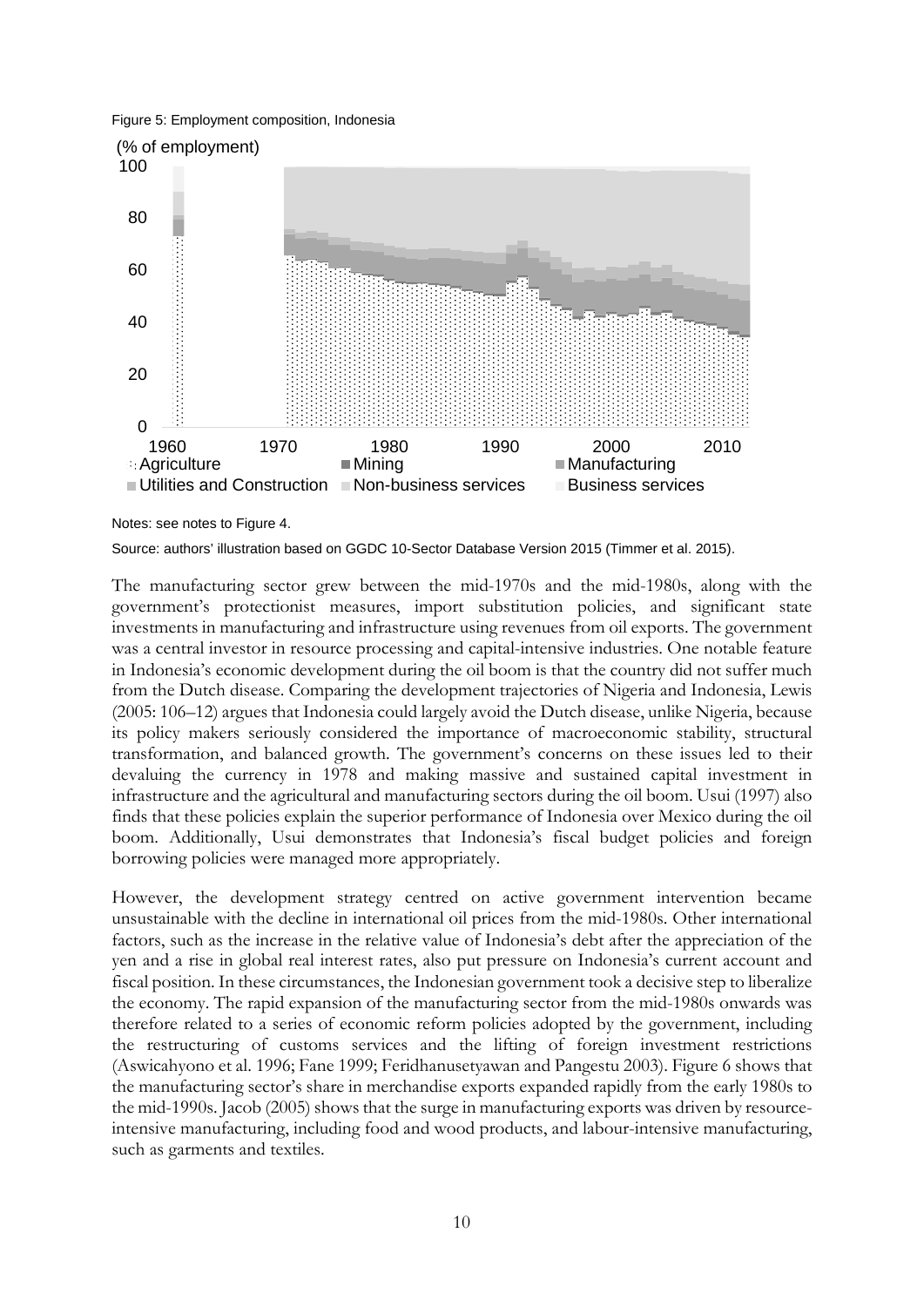Figure 5: Employment composition, Indonesia

Notes: see notes to Figure 4.

Source: authors' illustration based on GGDC 10-Sector Database Version 2015 (Timmer et al. 2015).

The manufacturing sector grew between the mid-1970s and the mid-1980s, along with the government's protectionist measures, import substitution policies, and significant state investments in manufacturing and infrastructure using revenues from oil exports. The government was a central investor in resource processing and capital-intensive industries. One notable feature in Indonesia's economic development during the oil boom is that the country did not suffer much from the Dutch disease. Comparing the development trajectories of Nigeria and Indonesia, Lewis (2005: 106–12) argues that Indonesia could largely avoid the Dutch disease, unlike Nigeria, because its policy makers seriously considered the importance of macroeconomic stability, structural transformation, and balanced growth. The government's concerns on these issues led to their devaluing the currency in 1978 and making massive and sustained capital investment in infrastructure and the agricultural and manufacturing sectors during the oil boom. Usui (1997) also finds that these policies explain the superior performance of Indonesia over Mexico during the oil boom. Additionally, Usui demonstrates that Indonesia's fiscal budget policies and foreign borrowing policies were managed more appropriately.

However, the development strategy centred on active government intervention became unsustainable with the decline in international oil prices from the mid-1980s. Other international factors, such as the increase in the relative value of Indonesia's debt after the appreciation of the yen and a rise in global real interest rates, also put pressure on Indonesia's current account and fiscal position. In these circumstances, the Indonesian government took a decisive step to liberalize the economy. The rapid expansion of the manufacturing sector from the mid-1980s onwards was therefore related to a series of economic reform policies adopted by the government, including the restructuring of customs services and the lifting of foreign investment restrictions (Aswicahyono et al. 1996; Fane 1999; Feridhanusetyawan and Pangestu 2003). Figure 6 shows that the manufacturing sector's share in merchandise exports expanded rapidly from the early 1980s to the mid-1990s. Jacob (2005) shows that the surge in manufacturing exports was driven by resource-intensive manufacturing, including food and wood products, and labour-intensive manufacturing, such as garments and textiles.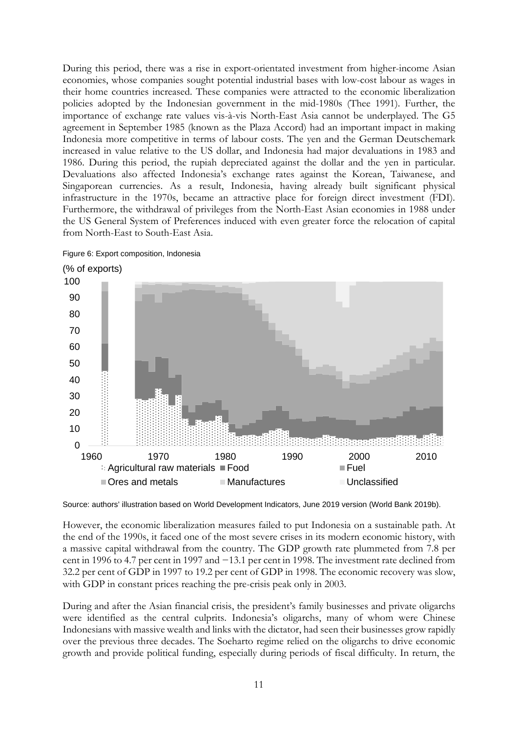During this period, there was a rise in export-orientated investment from higher-income Asian economies, whose companies sought potential industrial bases with low-cost labour as wages in their home countries increased. These companies were attracted to the economic liberalization policies adopted by the Indonesian government in the mid-1980s (Thee 1991). Further, the importance of exchange rate values vis-à-vis North-East Asia cannot be underplayed. The G5 agreement in September 1985 (known as the Plaza Accord) had an important impact in making Indonesia more competitive in terms of labour costs. The yen and the German Deutschemark increased in value relative to the US dollar, and Indonesia had major devaluations in 1983 and 1986. During this period, the rupiah depreciated against the dollar and the yen in particular. Devaluations also affected Indonesia's exchange rates against the Korean, Taiwanese, and Singaporean currencies. As a result, Indonesia, having already built significant physical infrastructure in the 1970s, became an attractive place for foreign direct investment (FDI). Furthermore, the withdrawal of privileges from the North-East Asian economies in 1988 under the US General System of Preferences induced with even greater force the relocation of capital from North-East to South-East Asia.

Figure 6: Export composition, Indonesia

(% of exports)

Legend: Agricultural raw materials, Food, Fuel, Ores and metals, Manufactures, Unclassified

Source: authors' illustration based on World Development Indicators, June 2019 version (World Bank 2019b).

However, the economic liberalization measures failed to put Indonesia on a sustainable path. At the end of the 1990s, it faced one of the most severe crises in its modern economic history, with a massive capital withdrawal from the country. The GDP growth rate plummeted from 7.8 per cent in 1996 to 4.7 per cent in 1997 and −13.1 per cent in 1998. The investment rate declined from 32.2 per cent of GDP in 1997 to 19.2 per cent of GDP in 1998. The economic recovery was slow, with GDP in constant prices reaching the pre-crisis peak only in 2003.

During and after the Asian financial crisis, the president's family businesses and private oligarchs were identified as the central culprits. Indonesia's oligarchs, many of whom were Chinese Indonesians with massive wealth and links with the dictator, had seen their businesses grow rapidly over the previous three decades. The Soeharto regime relied on the oligarchs to drive economic growth and provide political funding, especially during periods of fiscal difficulty. In return, the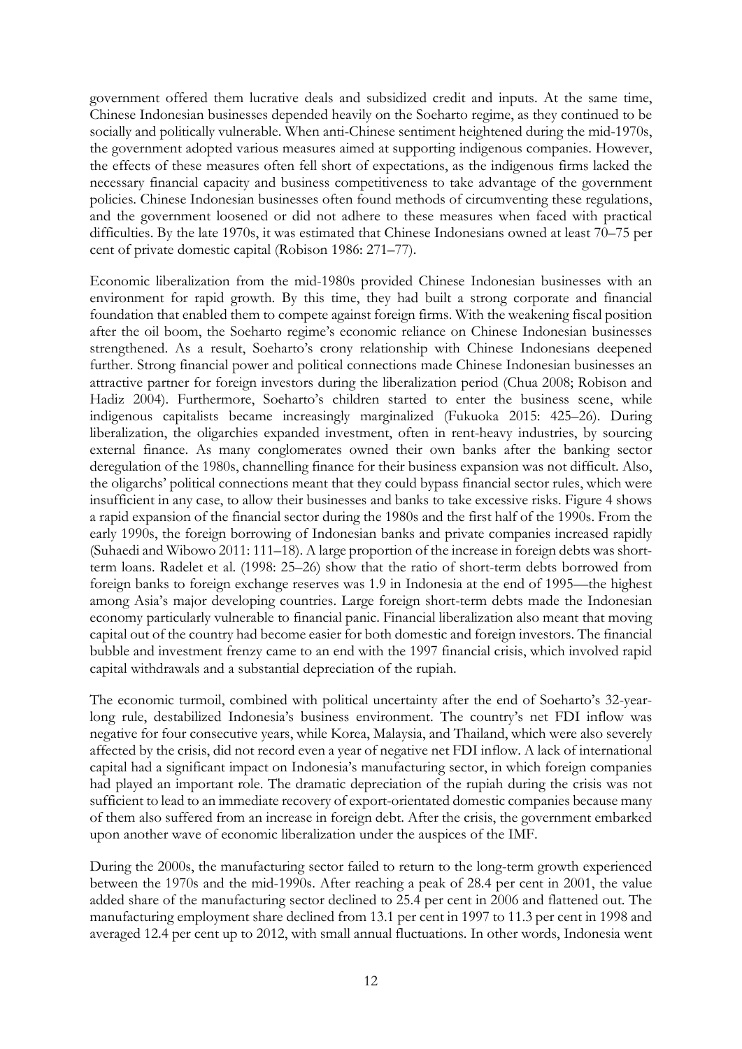government offered them lucrative deals and subsidized credit and inputs. At the same time, Chinese Indonesian businesses depended heavily on the Soeharto regime, as they continued to be socially and politically vulnerable. When anti-Chinese sentiment heightened during the mid-1970s, the government adopted various measures aimed at supporting indigenous companies. However, the effects of these measures often fell short of expectations, as the indigenous firms lacked the necessary financial capacity and business competitiveness to take advantage of the government policies. Chinese Indonesian businesses often found methods of circumventing these regulations, and the government loosened or did not adhere to these measures when faced with practical difficulties. By the late 1970s, it was estimated that Chinese Indonesians owned at least 70–75 per cent of private domestic capital (Robison 1986: 271–77).

Economic liberalization from the mid-1980s provided Chinese Indonesian businesses with an environment for rapid growth. By this time, they had built a strong corporate and financial foundation that enabled them to compete against foreign firms. With the weakening fiscal position after the oil boom, the Soeharto regime's economic reliance on Chinese Indonesian businesses strengthened. As a result, Soeharto's crony relationship with Chinese Indonesians deepened further. Strong financial power and political connections made Chinese Indonesian businesses an attractive partner for foreign investors during the liberalization period (Chua 2008; Robison and Hadiz 2004). Furthermore, Soeharto's children started to enter the business scene, while indigenous capitalists became increasingly marginalized (Fukuoka 2015: 425–26). During liberalization, the oligarchies expanded investment, often in rent-heavy industries, by sourcing external finance. As many conglomerates owned their own banks after the banking sector deregulation of the 1980s, channelling finance for their business expansion was not difficult. Also, the oligarchs' political connections meant that they could bypass financial sector rules, which were insufficient in any case, to allow their businesses and banks to take excessive risks. Figure 4 shows a rapid expansion of the financial sector during the 1980s and the first half of the 1990s. From the early 1990s, the foreign borrowing of Indonesian banks and private companies increased rapidly (Suhaedi and Wibowo 2011: 111–18). A large proportion of the increase in foreign debts was short-term loans. Radelet et al. (1998: 25–26) show that the ratio of short-term debts borrowed from foreign banks to foreign exchange reserves was 1.9 in Indonesia at the end of 1995—the highest among Asia's major developing countries. Large foreign short-term debts made the Indonesian economy particularly vulnerable to financial panic. Financial liberalization also meant that moving capital out of the country had become easier for both domestic and foreign investors. The financial bubble and investment frenzy came to an end with the 1997 financial crisis, which involved rapid capital withdrawals and a substantial depreciation of the rupiah.

The economic turmoil, combined with political uncertainty after the end of Soeharto's 32-year-long rule, destabilized Indonesia's business environment. The country's net FDI inflow was negative for four consecutive years, while Korea, Malaysia, and Thailand, which were also severely affected by the crisis, did not record even a year of negative net FDI inflow. A lack of international capital had a significant impact on Indonesia's manufacturing sector, in which foreign companies had played an important role. The dramatic depreciation of the rupiah during the crisis was not sufficient to lead to an immediate recovery of export-orientated domestic companies because many of them also suffered from an increase in foreign debt. After the crisis, the government embarked upon another wave of economic liberalization under the auspices of the IMF.

During the 2000s, the manufacturing sector failed to return to the long-term growth experienced between the 1970s and the mid-1990s. After reaching a peak of 28.4 per cent in 2001, the value added share of the manufacturing sector declined to 25.4 per cent in 2006 and flattened out. The manufacturing employment share declined from 13.1 per cent in 1997 to 11.3 per cent in 1998 and averaged 12.4 per cent up to 2012, with small annual fluctuations. In other words, Indonesia went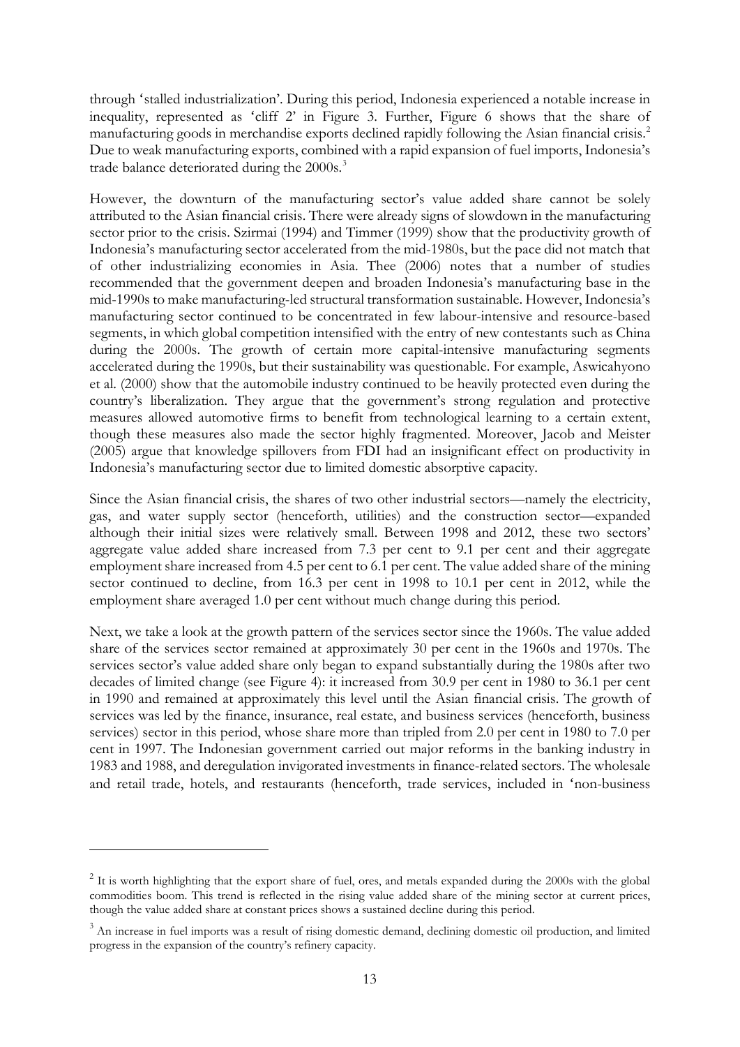through 'stalled industrialization'. During this period, Indonesia experienced a notable increase in inequality, represented as 'cliff 2' in Figure 3. Further, Figure 6 shows that the share of manufacturing goods in merchandise exports declined rapidly following the Asian financial crisis.[2] Due to weak manufacturing exports, combined with a rapid expansion of fuel imports, Indonesia's trade balance deteriorated during the 2000s.[3]

However, the downturn of the manufacturing sector's value added share cannot be solely attributed to the Asian financial crisis. There were already signs of slowdown in the manufacturing sector prior to the crisis. Szirmai (1994) and Timmer (1999) show that the productivity growth of Indonesia's manufacturing sector accelerated from the mid-1980s, but the pace did not match that of other industrializing economies in Asia. Thee (2006) notes that a number of studies recommended that the government deepen and broaden Indonesia's manufacturing base in the mid-1990s to make manufacturing-led structural transformation sustainable. However, Indonesia's manufacturing sector continued to be concentrated in few labour-intensive and resource-based segments, in which global competition intensified with the entry of new contestants such as China during the 2000s. The growth of certain more capital-intensive manufacturing segments accelerated during the 1990s, but their sustainability was questionable. For example, Aswicahyono et al. (2000) show that the automobile industry continued to be heavily protected even during the country's liberalization. They argue that the government's strong regulation and protective measures allowed automotive firms to benefit from technological learning to a certain extent, though these measures also made the sector highly fragmented. Moreover, Jacob and Meister (2005) argue that knowledge spillovers from FDI had an insignificant effect on productivity in Indonesia's manufacturing sector due to limited domestic absorptive capacity.

Since the Asian financial crisis, the shares of two other industrial sectors—namely the electricity, gas, and water supply sector (henceforth, utilities) and the construction sector—expanded although their initial sizes were relatively small. Between 1998 and 2012, these two sectors' aggregate value added share increased from 7.3 per cent to 9.1 per cent and their aggregate employment share increased from 4.5 per cent to 6.1 per cent. The value added share of the mining sector continued to decline, from 16.3 per cent in 1998 to 10.1 per cent in 2012, while the employment share averaged 1.0 per cent without much change during this period.

Next, we take a look at the growth pattern of the services sector since the 1960s. The value added share of the services sector remained at approximately 30 per cent in the 1960s and 1970s. The services sector's value added share only began to expand substantially during the 1980s after two decades of limited change (see Figure 4): it increased from 30.9 per cent in 1980 to 36.1 per cent in 1990 and remained at approximately this level until the Asian financial crisis. The growth of services was led by the finance, insurance, real estate, and business services (henceforth, business services) sector in this period, whose share more than tripled from 2.0 per cent in 1980 to 7.0 per cent in 1997. The Indonesian government carried out major reforms in the banking industry in 1983 and 1988, and deregulation invigorated investments in finance-related sectors. The wholesale and retail trade, hotels, and restaurants (henceforth, trade services, included in 'non-business

---

[2] It is worth highlighting that the export share of fuel, ores, and metals expanded during the 2000s with the global commodities boom. This trend is reflected in the rising value added share of the mining sector at current prices, though the value added share at constant prices shows a sustained decline during this period.

[3] An increase in fuel imports was a result of rising domestic demand, declining domestic oil production, and limited progress in the expansion of the country's refinery capacity.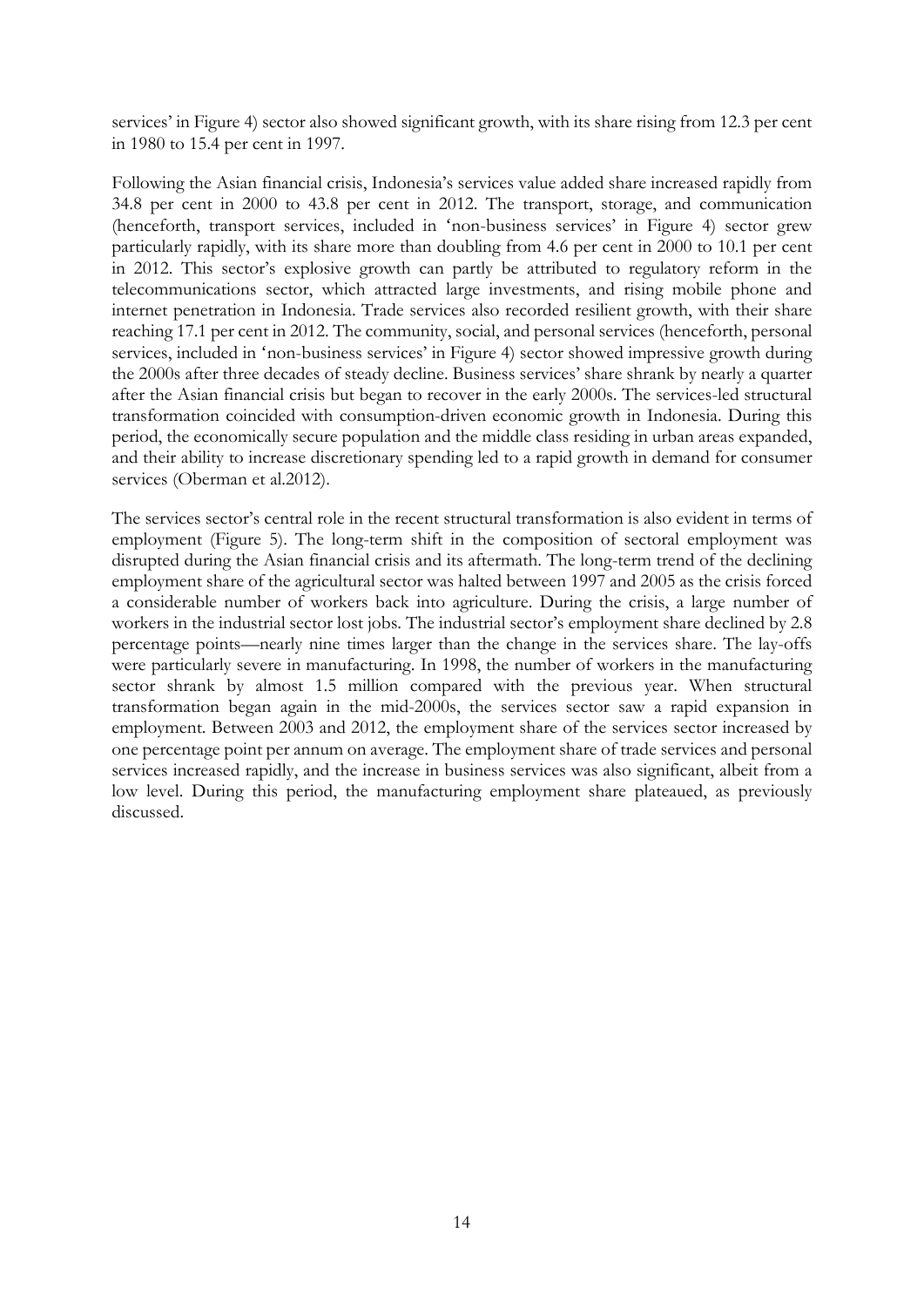services' in Figure 4) sector also showed significant growth, with its share rising from 12.3 per cent in 1980 to 15.4 per cent in 1997.

Following the Asian financial crisis, Indonesia's services value added share increased rapidly from 34.8 per cent in 2000 to 43.8 per cent in 2012. The transport, storage, and communication (henceforth, transport services, included in 'non-business services' in Figure 4) sector grew particularly rapidly, with its share more than doubling from 4.6 per cent in 2000 to 10.1 per cent in 2012. This sector's explosive growth can partly be attributed to regulatory reform in the telecommunications sector, which attracted large investments, and rising mobile phone and internet penetration in Indonesia. Trade services also recorded resilient growth, with their share reaching 17.1 per cent in 2012. The community, social, and personal services (henceforth, personal services, included in 'non-business services' in Figure 4) sector showed impressive growth during the 2000s after three decades of steady decline. Business services' share shrank by nearly a quarter after the Asian financial crisis but began to recover in the early 2000s. The services-led structural transformation coincided with consumption-driven economic growth in Indonesia. During this period, the economically secure population and the middle class residing in urban areas expanded, and their ability to increase discretionary spending led to a rapid growth in demand for consumer services (Oberman et al.2012).

The services sector's central role in the recent structural transformation is also evident in terms of employment (Figure 5). The long-term shift in the composition of sectoral employment was disrupted during the Asian financial crisis and its aftermath. The long-term trend of the declining employment share of the agricultural sector was halted between 1997 and 2005 as the crisis forced a considerable number of workers back into agriculture. During the crisis, a large number of workers in the industrial sector lost jobs. The industrial sector's employment share declined by 2.8 percentage points—nearly nine times larger than the change in the services share. The lay-offs were particularly severe in manufacturing. In 1998, the number of workers in the manufacturing sector shrank by almost 1.5 million compared with the previous year. When structural transformation began again in the mid-2000s, the services sector saw a rapid expansion in employment. Between 2003 and 2012, the employment share of the services sector increased by one percentage point per annum on average. The employment share of trade services and personal services increased rapidly, and the increase in business services was also significant, albeit from a low level. During this period, the manufacturing employment share plateaued, as previously discussed.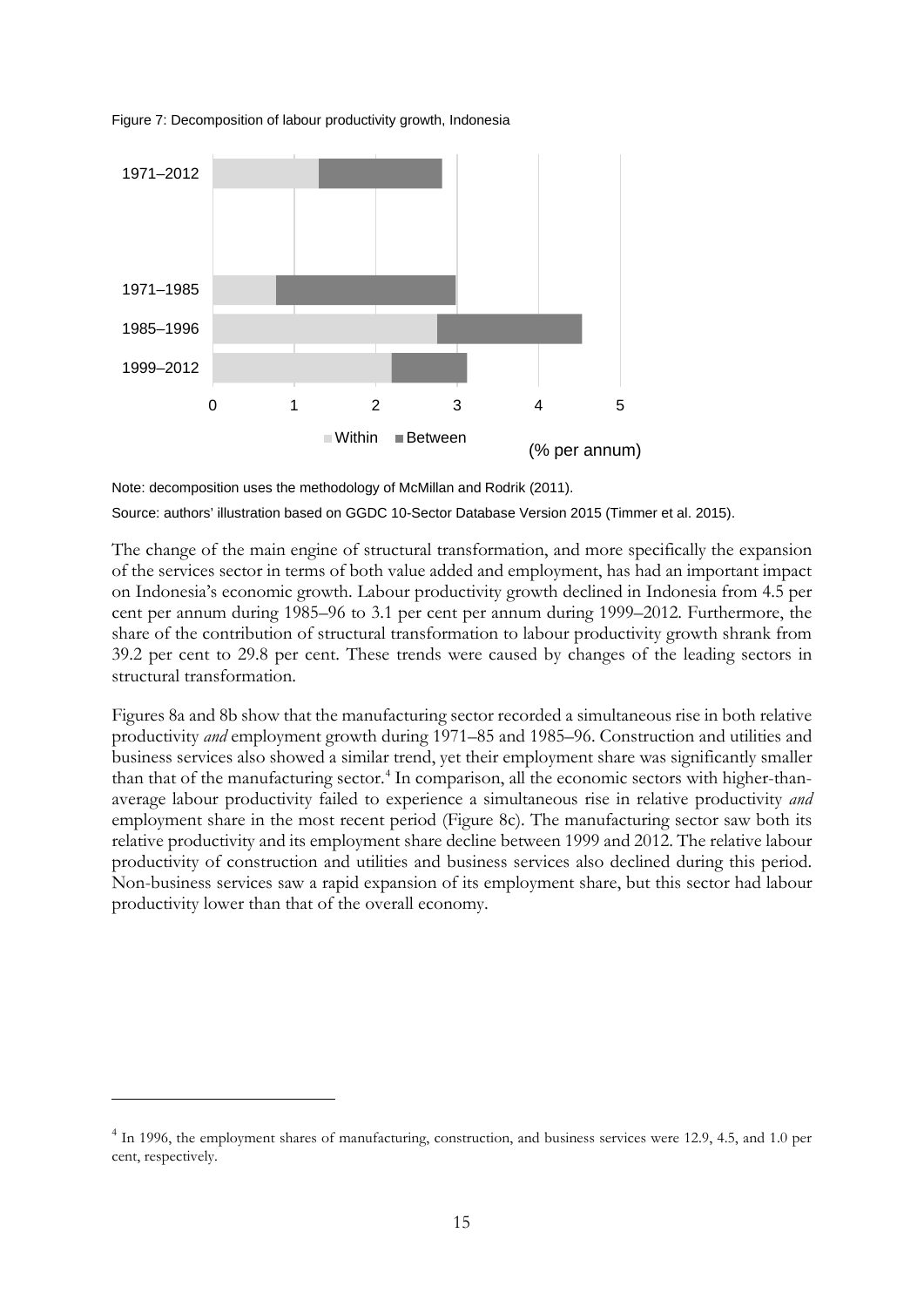Figure 7: Decomposition of labour productivity growth, Indonesia

Note: decomposition uses the methodology of McMillan and Rodrik (2011).

Source: authors' illustration based on GGDC 10-Sector Database Version 2015 (Timmer et al. 2015).

The change of the main engine of structural transformation, and more specifically the expansion of the services sector in terms of both value added and employment, has had an important impact on Indonesia's economic growth. Labour productivity growth declined in Indonesia from 4.5 per cent per annum during 1985–96 to 3.1 per cent per annum during 1999–2012. Furthermore, the share of the contribution of structural transformation to labour productivity growth shrank from 39.2 per cent to 29.8 per cent. These trends were caused by changes of the leading sectors in structural transformation.

Figures 8a and 8b show that the manufacturing sector recorded a simultaneous rise in both relative productivity *and* employment growth during 1971–85 and 1985–96. Construction and utilities and business services also showed a similar trend, yet their employment share was significantly smaller than that of the manufacturing sector.[4] In comparison, all the economic sectors with higher-than-average labour productivity failed to experience a simultaneous rise in relative productivity *and* employment share in the most recent period (Figure 8c). The manufacturing sector saw both its relative productivity and its employment share decline between 1999 and 2012. The relative labour productivity of construction and utilities and business services also declined during this period. Non-business services saw a rapid expansion of its employment share, but this sector had labour productivity lower than that of the overall economy.

[4] In 1996, the employment shares of manufacturing, construction, and business services were 12.9, 4.5, and 1.0 per cent, respectively.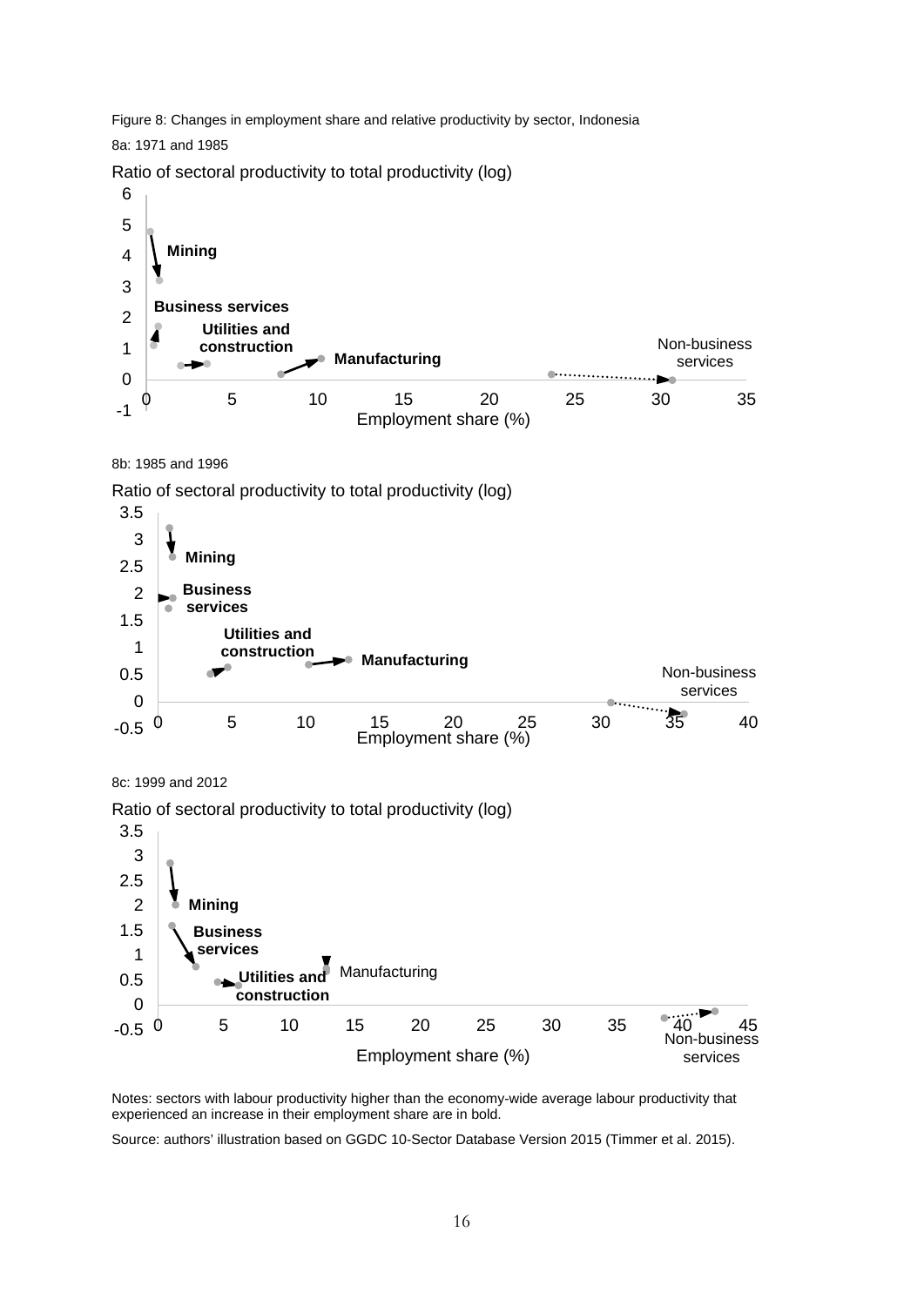Figure 8: Changes in employment share and relative productivity by sector, Indonesia

8a: 1971 and 1985

8b: 1985 and 1996

8c: 1999 and 2012

Notes: sectors with labour productivity higher than the economy-wide average labour productivity that experienced an increase in their employment share are in bold.

Source: authors' illustration based on GGDC 10-Sector Database Version 2015 (Timmer et al. 2015).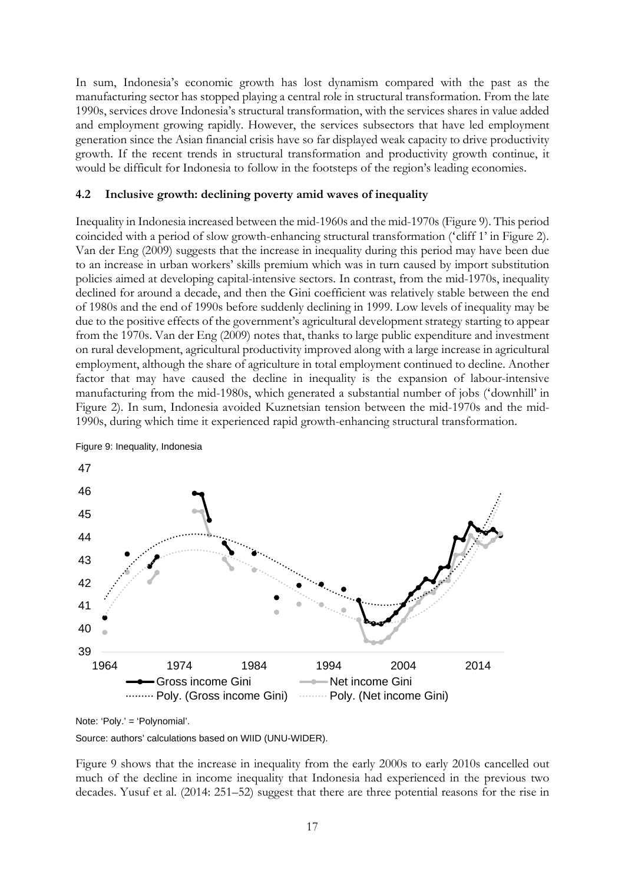In sum, Indonesia's economic growth has lost dynamism compared with the past as the manufacturing sector has stopped playing a central role in structural transformation. From the late 1990s, services drove Indonesia's structural transformation, with the services shares in value added and employment growing rapidly. However, the services subsectors that have led employment generation since the Asian financial crisis have so far displayed weak capacity to drive productivity growth. If the recent trends in structural transformation and productivity growth continue, it would be difficult for Indonesia to follow in the footsteps of the region's leading economies.

### 4.2 Inclusive growth: declining poverty amid waves of inequality

Inequality in Indonesia increased between the mid-1960s and the mid-1970s (Figure 9). This period coincided with a period of slow growth-enhancing structural transformation ('cliff 1' in Figure 2). Van der Eng (2009) suggests that the increase in inequality during this period may have been due to an increase in urban workers' skills premium which was in turn caused by import substitution policies aimed at developing capital-intensive sectors. In contrast, from the mid-1970s, inequality declined for around a decade, and then the Gini coefficient was relatively stable between the end of 1980s and the end of 1990s before suddenly declining in 1999. Low levels of inequality may be due to the positive effects of the government's agricultural development strategy starting to appear from the 1970s. Van der Eng (2009) notes that, thanks to large public expenditure and investment on rural development, agricultural productivity improved along with a large increase in agricultural employment, although the share of agriculture in total employment continued to decline. Another factor that may have caused the decline in inequality is the expansion of labour-intensive manufacturing from the mid-1980s, which generated a substantial number of jobs ('downhill' in Figure 2). In sum, Indonesia avoided Kuznetsian tension between the mid-1970s and the mid-1990s, during which time it experienced rapid growth-enhancing structural transformation.

Figure 9: Inequality, Indonesia

Note: 'Poly.' = 'Polynomial'.

Source: authors' calculations based on WIID (UNU-WIDER).

Figure 9 shows that the increase in inequality from the early 2000s to early 2010s cancelled out much of the decline in income inequality that Indonesia had experienced in the previous two decades. Yusuf et al. (2014: 251–52) suggest that there are three potential reasons for the rise in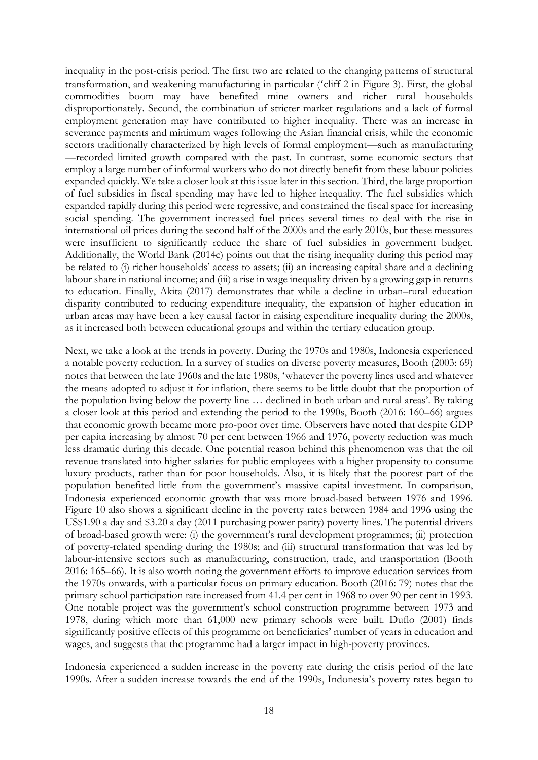inequality in the post-crisis period. The first two are related to the changing patterns of structural transformation, and weakening manufacturing in particular ('cliff 2 in Figure 3). First, the global commodities boom may have benefited mine owners and richer rural households disproportionately. Second, the combination of stricter market regulations and a lack of formal employment generation may have contributed to higher inequality. There was an increase in severance payments and minimum wages following the Asian financial crisis, while the economic sectors traditionally characterized by high levels of formal employment—such as manufacturing—recorded limited growth compared with the past. In contrast, some economic sectors that employ a large number of informal workers who do not directly benefit from these labour policies expanded quickly. We take a closer look at this issue later in this section. Third, the large proportion of fuel subsidies in fiscal spending may have led to higher inequality. The fuel subsidies which expanded rapidly during this period were regressive, and constrained the fiscal space for increasing social spending. The government increased fuel prices several times to deal with the rise in international oil prices during the second half of the 2000s and the early 2010s, but these measures were insufficient to significantly reduce the share of fuel subsidies in government budget. Additionally, the World Bank (2014c) points out that the rising inequality during this period may be related to (i) richer households' access to assets; (ii) an increasing capital share and a declining labour share in national income; and (iii) a rise in wage inequality driven by a growing gap in returns to education. Finally, Akita (2017) demonstrates that while a decline in urban–rural education disparity contributed to reducing expenditure inequality, the expansion of higher education in urban areas may have been a key causal factor in raising expenditure inequality during the 2000s, as it increased both between educational groups and within the tertiary education group.

Next, we take a look at the trends in poverty. During the 1970s and 1980s, Indonesia experienced a notable poverty reduction. In a survey of studies on diverse poverty measures, Booth (2003: 69) notes that between the late 1960s and the late 1980s, 'whatever the poverty lines used and whatever the means adopted to adjust it for inflation, there seems to be little doubt that the proportion of the population living below the poverty line … declined in both urban and rural areas'. By taking a closer look at this period and extending the period to the 1990s, Booth (2016: 160–66) argues that economic growth became more pro-poor over time. Observers have noted that despite GDP per capita increasing by almost 70 per cent between 1966 and 1976, poverty reduction was much less dramatic during this decade. One potential reason behind this phenomenon was that the oil revenue translated into higher salaries for public employees with a higher propensity to consume luxury products, rather than for poor households. Also, it is likely that the poorest part of the population benefited little from the government's massive capital investment. In comparison, Indonesia experienced economic growth that was more broad-based between 1976 and 1996. Figure 10 also shows a significant decline in the poverty rates between 1984 and 1996 using the US$1.90 a day and $3.20 a day (2011 purchasing power parity) poverty lines. The potential drivers of broad-based growth were: (i) the government's rural development programmes; (ii) protection of poverty-related spending during the 1980s; and (iii) structural transformation that was led by labour-intensive sectors such as manufacturing, construction, trade, and transportation (Booth 2016: 165–66). It is also worth noting the government efforts to improve education services from the 1970s onwards, with a particular focus on primary education. Booth (2016: 79) notes that the primary school participation rate increased from 41.4 per cent in 1968 to over 90 per cent in 1993. One notable project was the government's school construction programme between 1973 and 1978, during which more than 61,000 new primary schools were built. Duflo (2001) finds significantly positive effects of this programme on beneficiaries' number of years in education and wages, and suggests that the programme had a larger impact in high-poverty provinces.

Indonesia experienced a sudden increase in the poverty rate during the crisis period of the late 1990s. After a sudden increase towards the end of the 1990s, Indonesia's poverty rates began to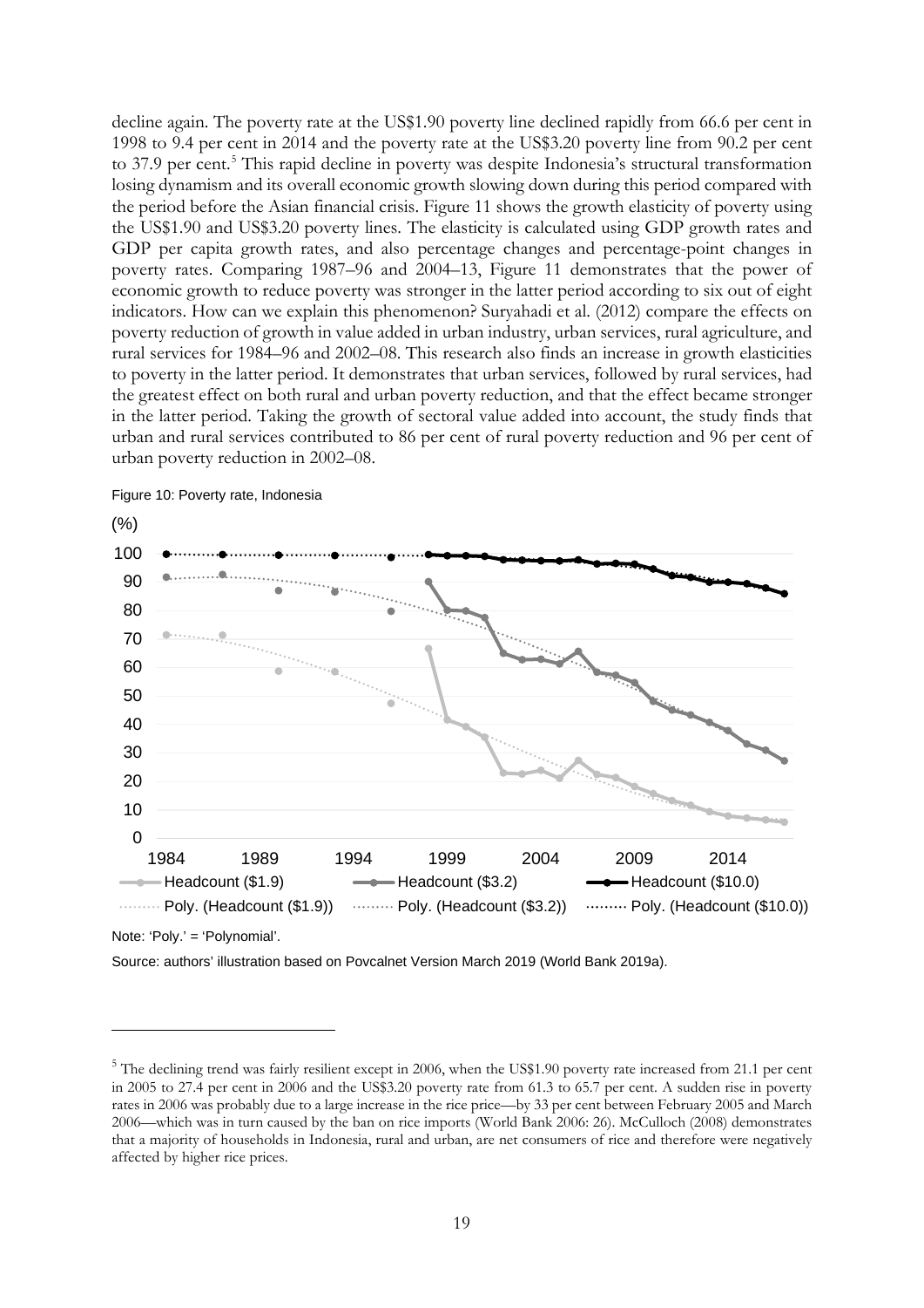decline again. The poverty rate at the US$1.90 poverty line declined rapidly from 66.6 per cent in 1998 to 9.4 per cent in 2014 and the poverty rate at the US$3.20 poverty line from 90.2 per cent to 37.9 per cent.[5] This rapid decline in poverty was despite Indonesia's structural transformation losing dynamism and its overall economic growth slowing down during this period compared with the period before the Asian financial crisis. Figure 11 shows the growth elasticity of poverty using the US$1.90 and US$3.20 poverty lines. The elasticity is calculated using GDP growth rates and GDP per capita growth rates, and also percentage changes and percentage-point changes in poverty rates. Comparing 1987–96 and 2004–13, Figure 11 demonstrates that the power of economic growth to reduce poverty was stronger in the latter period according to six out of eight indicators. How can we explain this phenomenon? Suryahadi et al. (2012) compare the effects on poverty reduction of growth in value added in urban industry, urban services, rural agriculture, and rural services for 1984–96 and 2002–08. This research also finds an increase in growth elasticities to poverty in the latter period. It demonstrates that urban services, followed by rural services, had the greatest effect on both rural and urban poverty reduction, and that the effect became stronger in the latter period. Taking the growth of sectoral value added into account, the study finds that urban and rural services contributed to 86 per cent of rural poverty reduction and 96 per cent of urban poverty reduction in 2002–08.

Figure 10: Poverty rate, Indonesia

Note: 'Poly.' = 'Polynomial'.

Source: authors' illustration based on Povcalnet Version March 2019 (World Bank 2019a).

[5] The declining trend was fairly resilient except in 2006, when the US$1.90 poverty rate increased from 21.1 per cent in 2005 to 27.4 per cent in 2006 and the US$3.20 poverty rate from 61.3 to 65.7 per cent. A sudden rise in poverty rates in 2006 was probably due to a large increase in the rice price—by 33 per cent between February 2005 and March 2006—which was in turn caused by the ban on rice imports (World Bank 2006: 26). McCulloch (2008) demonstrates that a majority of households in Indonesia, rural and urban, are net consumers of rice and therefore were negatively affected by higher rice prices.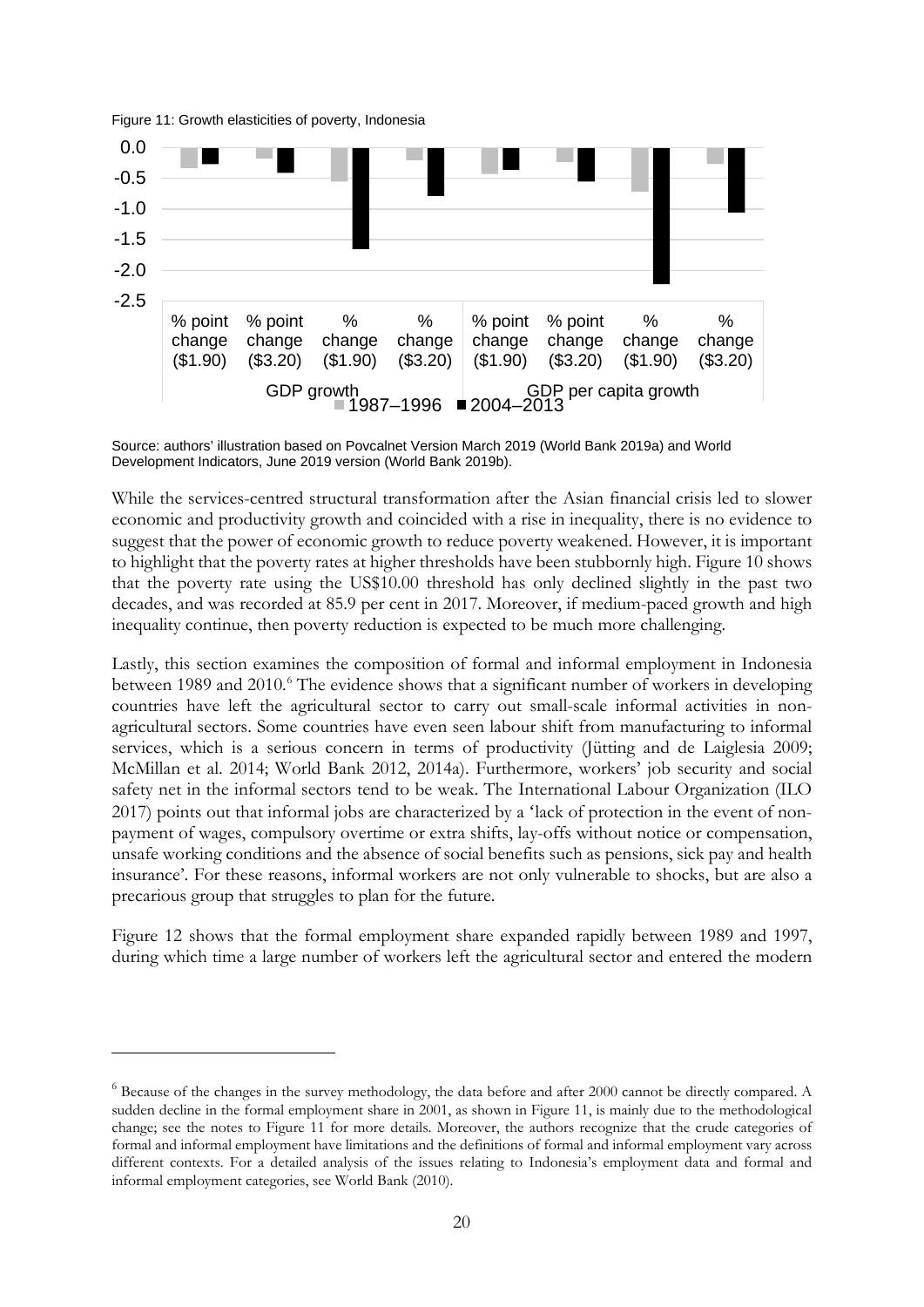Figure 11: Growth elasticities of poverty, Indonesia

Source: authors' illustration based on Povcalnet Version March 2019 (World Bank 2019a) and World Development Indicators, June 2019 version (World Bank 2019b).

While the services-centred structural transformation after the Asian financial crisis led to slower economic and productivity growth and coincided with a rise in inequality, there is no evidence to suggest that the power of economic growth to reduce poverty weakened. However, it is important to highlight that the poverty rates at higher thresholds have been stubbornly high. Figure 10 shows that the poverty rate using the US$10.00 threshold has only declined slightly in the past two decades, and was recorded at 85.9 per cent in 2017. Moreover, if medium-paced growth and high inequality continue, then poverty reduction is expected to be much more challenging.

Lastly, this section examines the composition of formal and informal employment in Indonesia between 1989 and 2010.[6] The evidence shows that a significant number of workers in developing countries have left the agricultural sector to carry out small-scale informal activities in non-agricultural sectors. Some countries have even seen labour shift from manufacturing to informal services, which is a serious concern in terms of productivity (Jütting and de Laiglesia 2009; McMillan et al. 2014; World Bank 2012, 2014a). Furthermore, workers' job security and social safety net in the informal sectors tend to be weak. The International Labour Organization (ILO 2017) points out that informal jobs are characterized by a 'lack of protection in the event of non-payment of wages, compulsory overtime or extra shifts, lay-offs without notice or compensation, unsafe working conditions and the absence of social benefits such as pensions, sick pay and health insurance'. For these reasons, informal workers are not only vulnerable to shocks, but are also a precarious group that struggles to plan for the future.

Figure 12 shows that the formal employment share expanded rapidly between 1989 and 1997, during which time a large number of workers left the agricultural sector and entered the modern

[6] Because of the changes in the survey methodology, the data before and after 2000 cannot be directly compared. A sudden decline in the formal employment share in 2001, as shown in Figure 11, is mainly due to the methodological change; see the notes to Figure 11 for more details. Moreover, the authors recognize that the crude categories of formal and informal employment have limitations and the definitions of formal and informal employment vary across different contexts. For a detailed analysis of the issues relating to Indonesia's employment data and formal and informal employment categories, see World Bank (2010).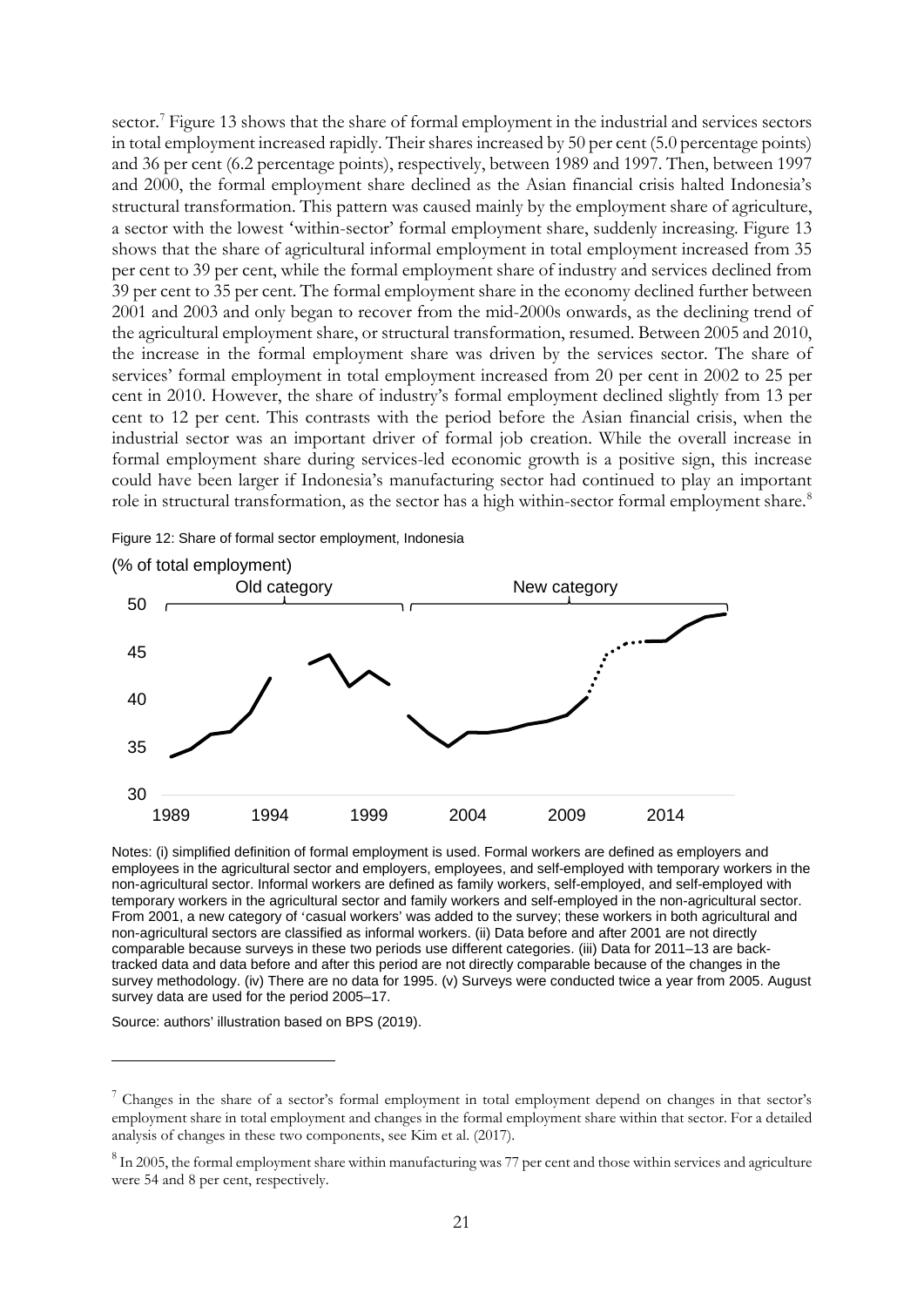sector.[7] Figure 13 shows that the share of formal employment in the industrial and services sectors in total employment increased rapidly. Their shares increased by 50 per cent (5.0 percentage points) and 36 per cent (6.2 percentage points), respectively, between 1989 and 1997. Then, between 1997 and 2000, the formal employment share declined as the Asian financial crisis halted Indonesia's structural transformation. This pattern was caused mainly by the employment share of agriculture, a sector with the lowest 'within-sector' formal employment share, suddenly increasing. Figure 13 shows that the share of agricultural informal employment in total employment increased from 35 per cent to 39 per cent, while the formal employment share of industry and services declined from 39 per cent to 35 per cent. The formal employment share in the economy declined further between 2001 and 2003 and only began to recover from the mid-2000s onwards, as the declining trend of the agricultural employment share, or structural transformation, resumed. Between 2005 and 2010, the increase in the formal employment share was driven by the services sector. The share of services' formal employment in total employment increased from 20 per cent in 2002 to 25 per cent in 2010. However, the share of industry's formal employment declined slightly from 13 per cent to 12 per cent. This contrasts with the period before the Asian financial crisis, when the industrial sector was an important driver of formal job creation. While the overall increase in formal employment share during services-led economic growth is a positive sign, this increase could have been larger if Indonesia's manufacturing sector had continued to play an important role in structural transformation, as the sector has a high within-sector formal employment share.[8]

Figure 12: Share of formal sector employment, Indonesia

Notes: (i) simplified definition of formal employment is used. Formal workers are defined as employers and employees in the agricultural sector and employers, employees, and self-employed with temporary workers in the non-agricultural sector. Informal workers are defined as family workers, self-employed, and self-employed with temporary workers in the agricultural sector and family workers and self-employed in the non-agricultural sector. From 2001, a new category of 'casual workers' was added to the survey; these workers in both agricultural and non-agricultural sectors are classified as informal workers. (ii) Data before and after 2001 are not directly comparable because surveys in these two periods use different categories. (iii) Data for 2011–13 are back-tracked data and data before and after this period are not directly comparable because of the changes in the survey methodology. (iv) There are no data for 1995. (v) Surveys were conducted twice a year from 2005. August survey data are used for the period 2005–17.

Source: authors' illustration based on BPS (2019).

[7] Changes in the share of a sector's formal employment in total employment depend on changes in that sector's employment share in total employment and changes in the formal employment share within that sector. For a detailed analysis of changes in these two components, see Kim et al. (2017).

[8] In 2005, the formal employment share within manufacturing was 77 per cent and those within services and agriculture were 54 and 8 per cent, respectively.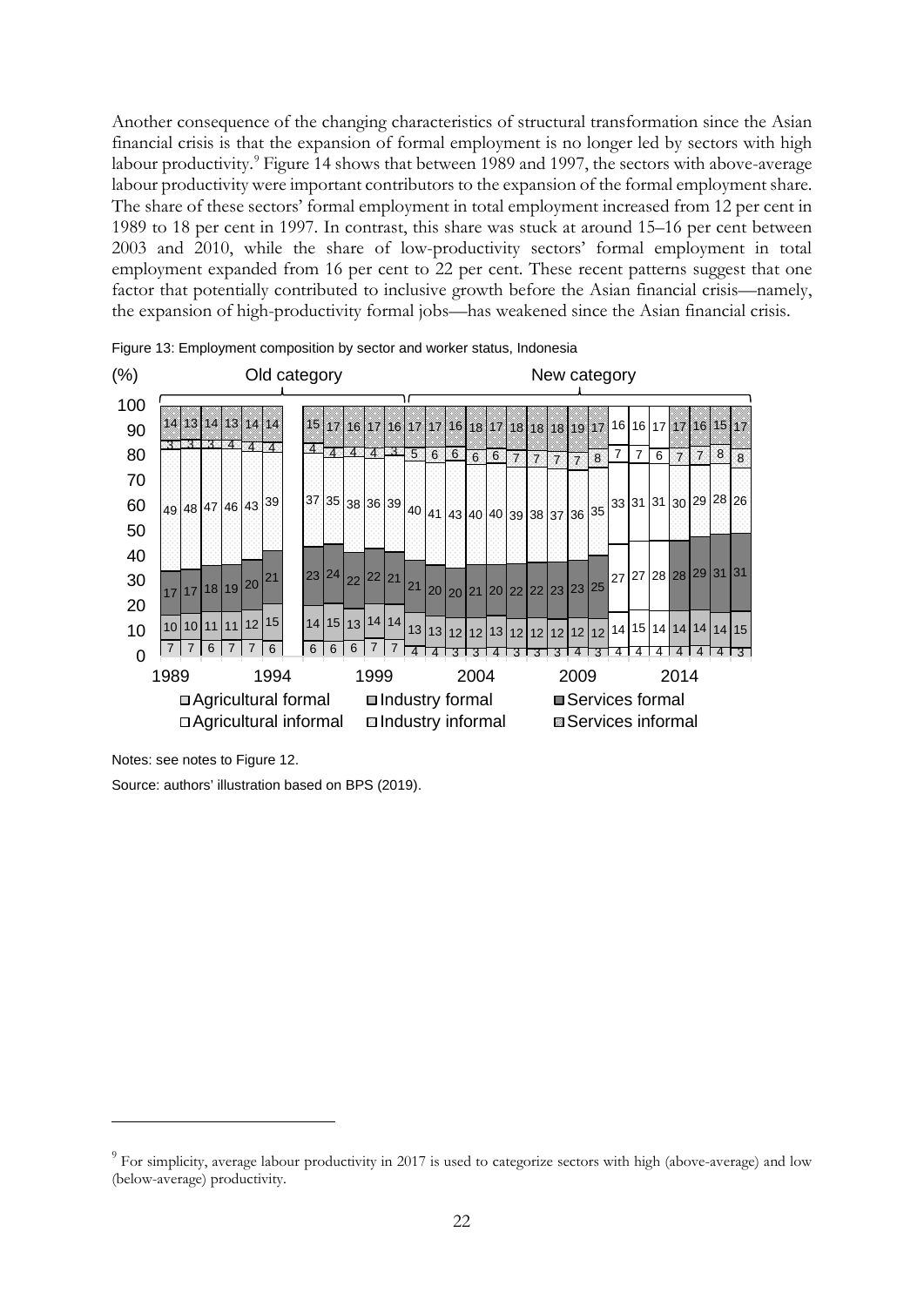Another consequence of the changing characteristics of structural transformation since the Asian financial crisis is that the expansion of formal employment is no longer led by sectors with high labour productivity.[9] Figure 14 shows that between 1989 and 1997, the sectors with above-average labour productivity were important contributors to the expansion of the formal employment share. The share of these sectors' formal employment in total employment increased from 12 per cent in 1989 to 18 per cent in 1997. In contrast, this share was stuck at around 15–16 per cent between 2003 and 2010, while the share of low-productivity sectors' formal employment in total employment expanded from 16 per cent to 22 per cent. These recent patterns suggest that one factor that potentially contributed to inclusive growth before the Asian financial crisis—namely, the expansion of high-productivity formal jobs—has weakened since the Asian financial crisis.

Figure 13: Employment composition by sector and worker status, Indonesia

Notes: see notes to Figure 12.

Source: authors' illustration based on BPS (2019).

[9] For simplicity, average labour productivity in 2017 is used to categorize sectors with high (above-average) and low (below-average) productivity.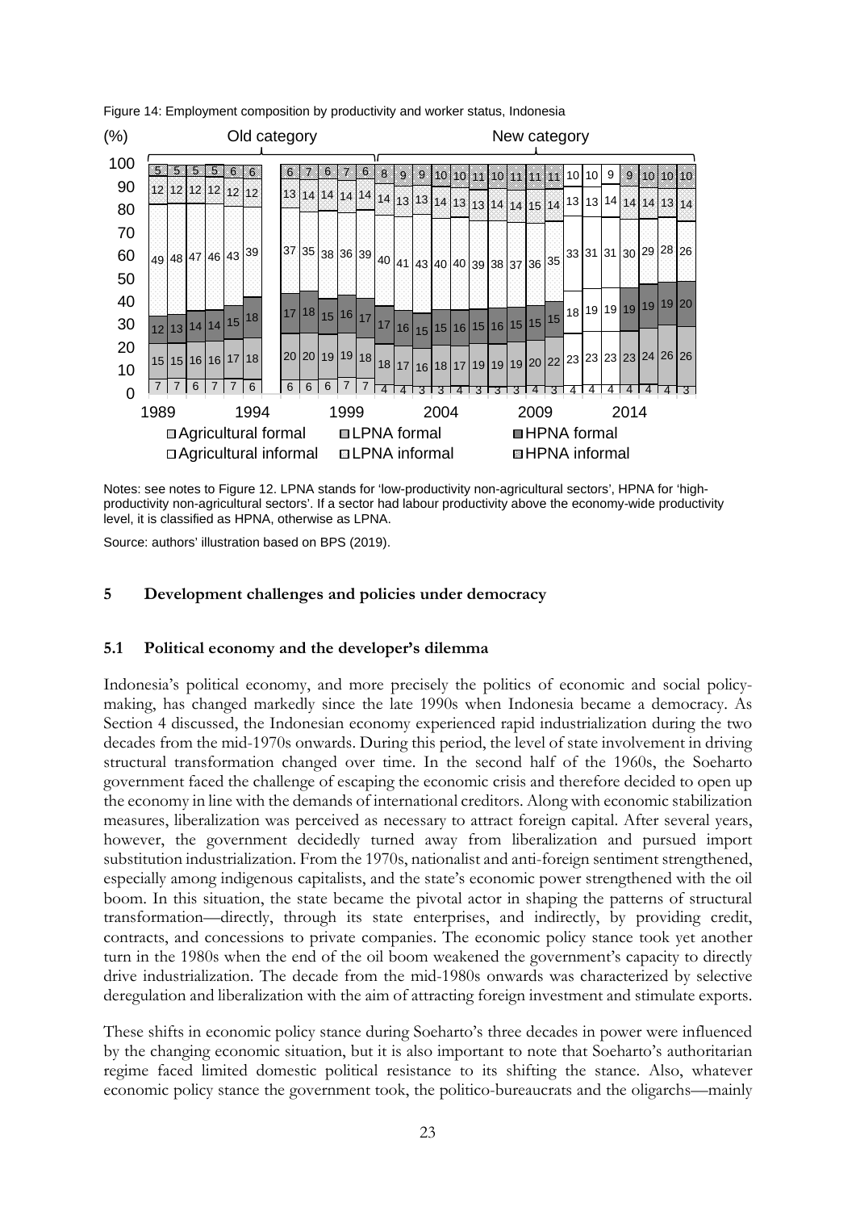Figure 14: Employment composition by productivity and worker status, Indonesia

Notes: see notes to Figure 12. LPNA stands for 'low-productivity non-agricultural sectors', HPNA for 'high-productivity non-agricultural sectors'. If a sector had labour productivity above the economy-wide productivity level, it is classified as HPNA, otherwise as LPNA.

Source: authors' illustration based on BPS (2019).

## 5 Development challenges and policies under democracy

### 5.1 Political economy and the developer's dilemma

Indonesia's political economy, and more precisely the politics of economic and social policy-making, has changed markedly since the late 1990s when Indonesia became a democracy. As Section 4 discussed, the Indonesian economy experienced rapid industrialization during the two decades from the mid-1970s onwards. During this period, the level of state involvement in driving structural transformation changed over time. In the second half of the 1960s, the Soeharto government faced the challenge of escaping the economic crisis and therefore decided to open up the economy in line with the demands of international creditors. Along with economic stabilization measures, liberalization was perceived as necessary to attract foreign capital. After several years, however, the government decidedly turned away from liberalization and pursued import substitution industrialization. From the 1970s, nationalist and anti-foreign sentiment strengthened, especially among indigenous capitalists, and the state's economic power strengthened with the oil boom. In this situation, the state became the pivotal actor in shaping the patterns of structural transformation—directly, through its state enterprises, and indirectly, by providing credit, contracts, and concessions to private companies. The economic policy stance took yet another turn in the 1980s when the end of the oil boom weakened the government's capacity to directly drive industrialization. The decade from the mid-1980s onwards was characterized by selective deregulation and liberalization with the aim of attracting foreign investment and stimulate exports.

These shifts in economic policy stance during Soeharto's three decades in power were influenced by the changing economic situation, but it is also important to note that Soeharto's authoritarian regime faced limited domestic political resistance to its shifting the stance. Also, whatever economic policy stance the government took, the politico-bureaucrats and the oligarchs—mainly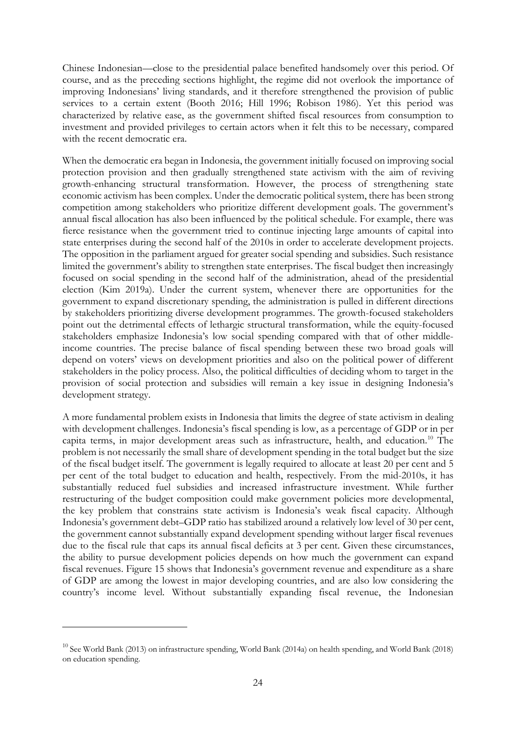Chinese Indonesian—close to the presidential palace benefited handsomely over this period. Of course, and as the preceding sections highlight, the regime did not overlook the importance of improving Indonesians' living standards, and it therefore strengthened the provision of public services to a certain extent (Booth 2016; Hill 1996; Robison 1986). Yet this period was characterized by relative ease, as the government shifted fiscal resources from consumption to investment and provided privileges to certain actors when it felt this to be necessary, compared with the recent democratic era.

When the democratic era began in Indonesia, the government initially focused on improving social protection provision and then gradually strengthened state activism with the aim of reviving growth-enhancing structural transformation. However, the process of strengthening state economic activism has been complex. Under the democratic political system, there has been strong competition among stakeholders who prioritize different development goals. The government's annual fiscal allocation has also been influenced by the political schedule. For example, there was fierce resistance when the government tried to continue injecting large amounts of capital into state enterprises during the second half of the 2010s in order to accelerate development projects. The opposition in the parliament argued for greater social spending and subsidies. Such resistance limited the government's ability to strengthen state enterprises. The fiscal budget then increasingly focused on social spending in the second half of the administration, ahead of the presidential election (Kim 2019a). Under the current system, whenever there are opportunities for the government to expand discretionary spending, the administration is pulled in different directions by stakeholders prioritizing diverse development programmes. The growth-focused stakeholders point out the detrimental effects of lethargic structural transformation, while the equity-focused stakeholders emphasize Indonesia's low social spending compared with that of other middle-income countries. The precise balance of fiscal spending between these two broad goals will depend on voters' views on development priorities and also on the political power of different stakeholders in the policy process. Also, the political difficulties of deciding whom to target in the provision of social protection and subsidies will remain a key issue in designing Indonesia's development strategy.

A more fundamental problem exists in Indonesia that limits the degree of state activism in dealing with development challenges. Indonesia's fiscal spending is low, as a percentage of GDP or in per capita terms, in major development areas such as infrastructure, health, and education.[10] The problem is not necessarily the small share of development spending in the total budget but the size of the fiscal budget itself. The government is legally required to allocate at least 20 per cent and 5 per cent of the total budget to education and health, respectively. From the mid-2010s, it has substantially reduced fuel subsidies and increased infrastructure investment. While further restructuring of the budget composition could make government policies more developmental, the key problem that constrains state activism is Indonesia's weak fiscal capacity. Although Indonesia's government debt–GDP ratio has stabilized around a relatively low level of 30 per cent, the government cannot substantially expand development spending without larger fiscal revenues due to the fiscal rule that caps its annual fiscal deficits at 3 per cent. Given these circumstances, the ability to pursue development policies depends on how much the government can expand fiscal revenues. Figure 15 shows that Indonesia's government revenue and expenditure as a share of GDP are among the lowest in major developing countries, and are also low considering the country's income level. Without substantially expanding fiscal revenue, the Indonesian

[10] See World Bank (2013) on infrastructure spending, World Bank (2014a) on health spending, and World Bank (2018) on education spending.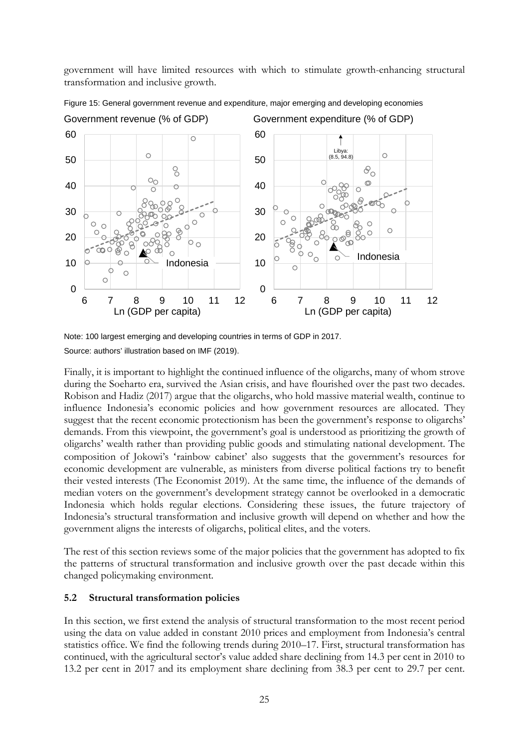government will have limited resources with which to stimulate growth-enhancing structural transformation and inclusive growth.

Figure 15: General government revenue and expenditure, major emerging and developing economies

Note: 100 largest emerging and developing countries in terms of GDP in 2017.

Source: authors' illustration based on IMF (2019).

Finally, it is important to highlight the continued influence of the oligarchs, many of whom strove during the Soeharto era, survived the Asian crisis, and have flourished over the past two decades. Robison and Hadiz (2017) argue that the oligarchs, who hold massive material wealth, continue to influence Indonesia's economic policies and how government resources are allocated. They suggest that the recent economic protectionism has been the government's response to oligarchs' demands. From this viewpoint, the government's goal is understood as prioritizing the growth of oligarchs' wealth rather than providing public goods and stimulating national development. The composition of Jokowi's 'rainbow cabinet' also suggests that the government's resources for economic development are vulnerable, as ministers from diverse political factions try to benefit their vested interests (The Economist 2019). At the same time, the influence of the demands of median voters on the government's development strategy cannot be overlooked in a democratic Indonesia which holds regular elections. Considering these issues, the future trajectory of Indonesia's structural transformation and inclusive growth will depend on whether and how the government aligns the interests of oligarchs, political elites, and the voters.

The rest of this section reviews some of the major policies that the government has adopted to fix the patterns of structural transformation and inclusive growth over the past decade within this changed policymaking environment.

### 5.2 Structural transformation policies

In this section, we first extend the analysis of structural transformation to the most recent period using the data on value added in constant 2010 prices and employment from Indonesia's central statistics office. We find the following trends during 2010–17. First, structural transformation has continued, with the agricultural sector's value added share declining from 14.3 per cent in 2010 to 13.2 per cent in 2017 and its employment share declining from 38.3 per cent to 29.7 per cent.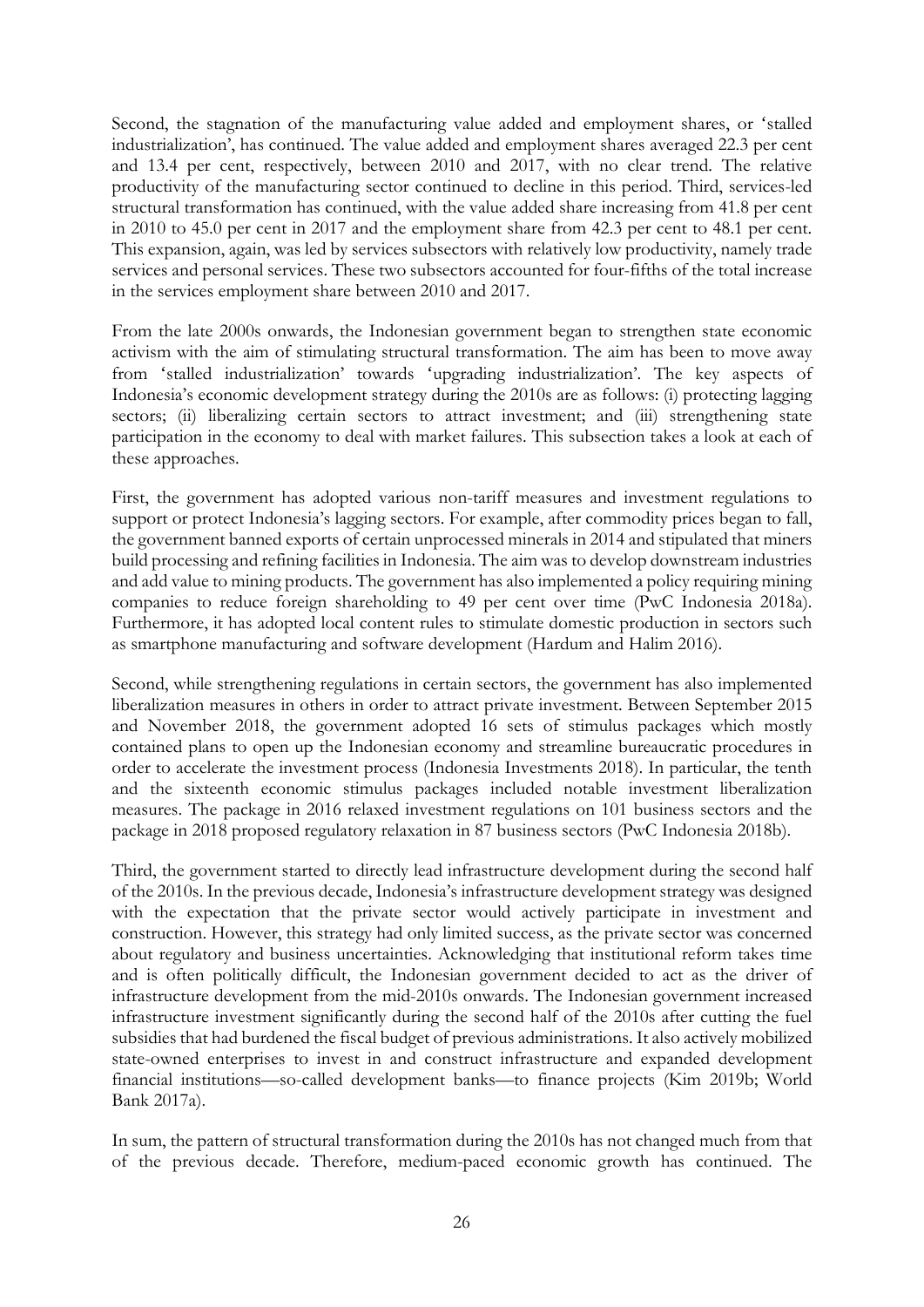Second, the stagnation of the manufacturing value added and employment shares, or 'stalled industrialization', has continued. The value added and employment shares averaged 22.3 per cent and 13.4 per cent, respectively, between 2010 and 2017, with no clear trend. The relative productivity of the manufacturing sector continued to decline in this period. Third, services-led structural transformation has continued, with the value added share increasing from 41.8 per cent in 2010 to 45.0 per cent in 2017 and the employment share from 42.3 per cent to 48.1 per cent. This expansion, again, was led by services subsectors with relatively low productivity, namely trade services and personal services. These two subsectors accounted for four-fifths of the total increase in the services employment share between 2010 and 2017.

From the late 2000s onwards, the Indonesian government began to strengthen state economic activism with the aim of stimulating structural transformation. The aim has been to move away from 'stalled industrialization' towards 'upgrading industrialization'. The key aspects of Indonesia's economic development strategy during the 2010s are as follows: (i) protecting lagging sectors; (ii) liberalizing certain sectors to attract investment; and (iii) strengthening state participation in the economy to deal with market failures. This subsection takes a look at each of these approaches.

First, the government has adopted various non-tariff measures and investment regulations to support or protect Indonesia's lagging sectors. For example, after commodity prices began to fall, the government banned exports of certain unprocessed minerals in 2014 and stipulated that miners build processing and refining facilities in Indonesia. The aim was to develop downstream industries and add value to mining products. The government has also implemented a policy requiring mining companies to reduce foreign shareholding to 49 per cent over time (PwC Indonesia 2018a). Furthermore, it has adopted local content rules to stimulate domestic production in sectors such as smartphone manufacturing and software development (Hardum and Halim 2016).

Second, while strengthening regulations in certain sectors, the government has also implemented liberalization measures in others in order to attract private investment. Between September 2015 and November 2018, the government adopted 16 sets of stimulus packages which mostly contained plans to open up the Indonesian economy and streamline bureaucratic procedures in order to accelerate the investment process (Indonesia Investments 2018). In particular, the tenth and the sixteenth economic stimulus packages included notable investment liberalization measures. The package in 2016 relaxed investment regulations on 101 business sectors and the package in 2018 proposed regulatory relaxation in 87 business sectors (PwC Indonesia 2018b).

Third, the government started to directly lead infrastructure development during the second half of the 2010s. In the previous decade, Indonesia's infrastructure development strategy was designed with the expectation that the private sector would actively participate in investment and construction. However, this strategy had only limited success, as the private sector was concerned about regulatory and business uncertainties. Acknowledging that institutional reform takes time and is often politically difficult, the Indonesian government decided to act as the driver of infrastructure development from the mid-2010s onwards. The Indonesian government increased infrastructure investment significantly during the second half of the 2010s after cutting the fuel subsidies that had burdened the fiscal budget of previous administrations. It also actively mobilized state-owned enterprises to invest in and construct infrastructure and expanded development financial institutions—so-called development banks—to finance projects (Kim 2019b; World Bank 2017a).

In sum, the pattern of structural transformation during the 2010s has not changed much from that of the previous decade. Therefore, medium-paced economic growth has continued. The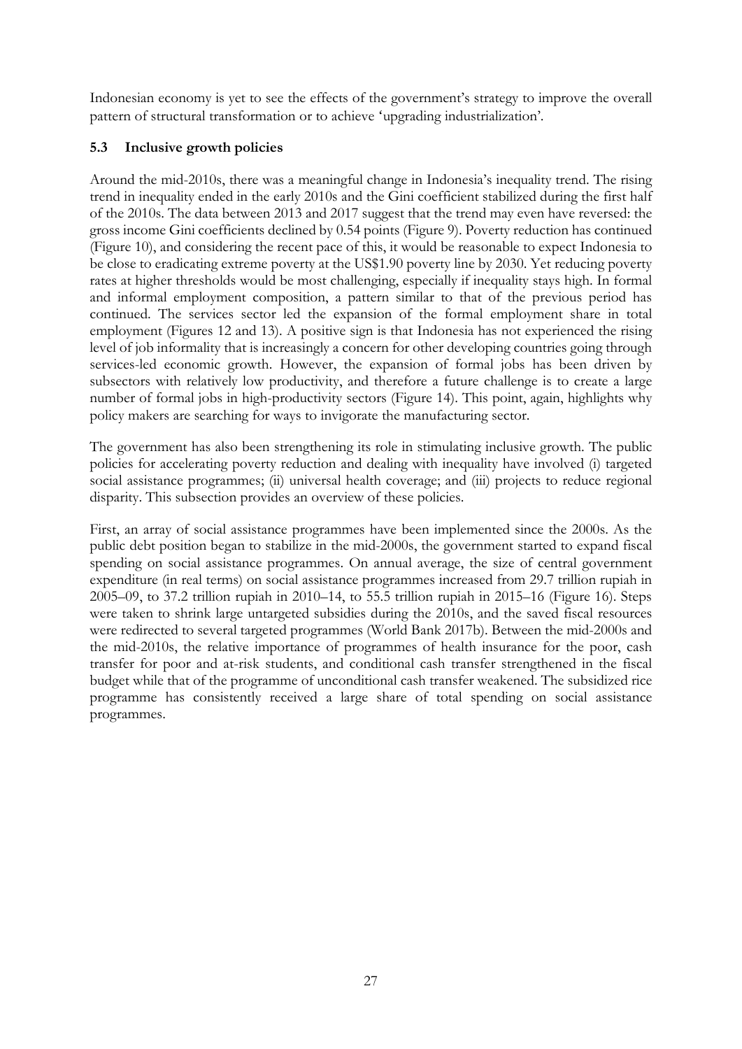Indonesian economy is yet to see the effects of the government's strategy to improve the overall pattern of structural transformation or to achieve 'upgrading industrialization'.

### 5.3 Inclusive growth policies

Around the mid-2010s, there was a meaningful change in Indonesia's inequality trend. The rising trend in inequality ended in the early 2010s and the Gini coefficient stabilized during the first half of the 2010s. The data between 2013 and 2017 suggest that the trend may even have reversed: the gross income Gini coefficients declined by 0.54 points (Figure 9). Poverty reduction has continued (Figure 10), and considering the recent pace of this, it would be reasonable to expect Indonesia to be close to eradicating extreme poverty at the US$1.90 poverty line by 2030. Yet reducing poverty rates at higher thresholds would be most challenging, especially if inequality stays high. In formal and informal employment composition, a pattern similar to that of the previous period has continued. The services sector led the expansion of the formal employment share in total employment (Figures 12 and 13). A positive sign is that Indonesia has not experienced the rising level of job informality that is increasingly a concern for other developing countries going through services-led economic growth. However, the expansion of formal jobs has been driven by subsectors with relatively low productivity, and therefore a future challenge is to create a large number of formal jobs in high-productivity sectors (Figure 14). This point, again, highlights why policy makers are searching for ways to invigorate the manufacturing sector.

The government has also been strengthening its role in stimulating inclusive growth. The public policies for accelerating poverty reduction and dealing with inequality have involved (i) targeted social assistance programmes; (ii) universal health coverage; and (iii) projects to reduce regional disparity. This subsection provides an overview of these policies.

First, an array of social assistance programmes have been implemented since the 2000s. As the public debt position began to stabilize in the mid-2000s, the government started to expand fiscal spending on social assistance programmes. On annual average, the size of central government expenditure (in real terms) on social assistance programmes increased from 29.7 trillion rupiah in 2005–09, to 37.2 trillion rupiah in 2010–14, to 55.5 trillion rupiah in 2015–16 (Figure 16). Steps were taken to shrink large untargeted subsidies during the 2010s, and the saved fiscal resources were redirected to several targeted programmes (World Bank 2017b). Between the mid-2000s and the mid-2010s, the relative importance of programmes of health insurance for the poor, cash transfer for poor and at-risk students, and conditional cash transfer strengthened in the fiscal budget while that of the programme of unconditional cash transfer weakened. The subsidized rice programme has consistently received a large share of total spending on social assistance programmes.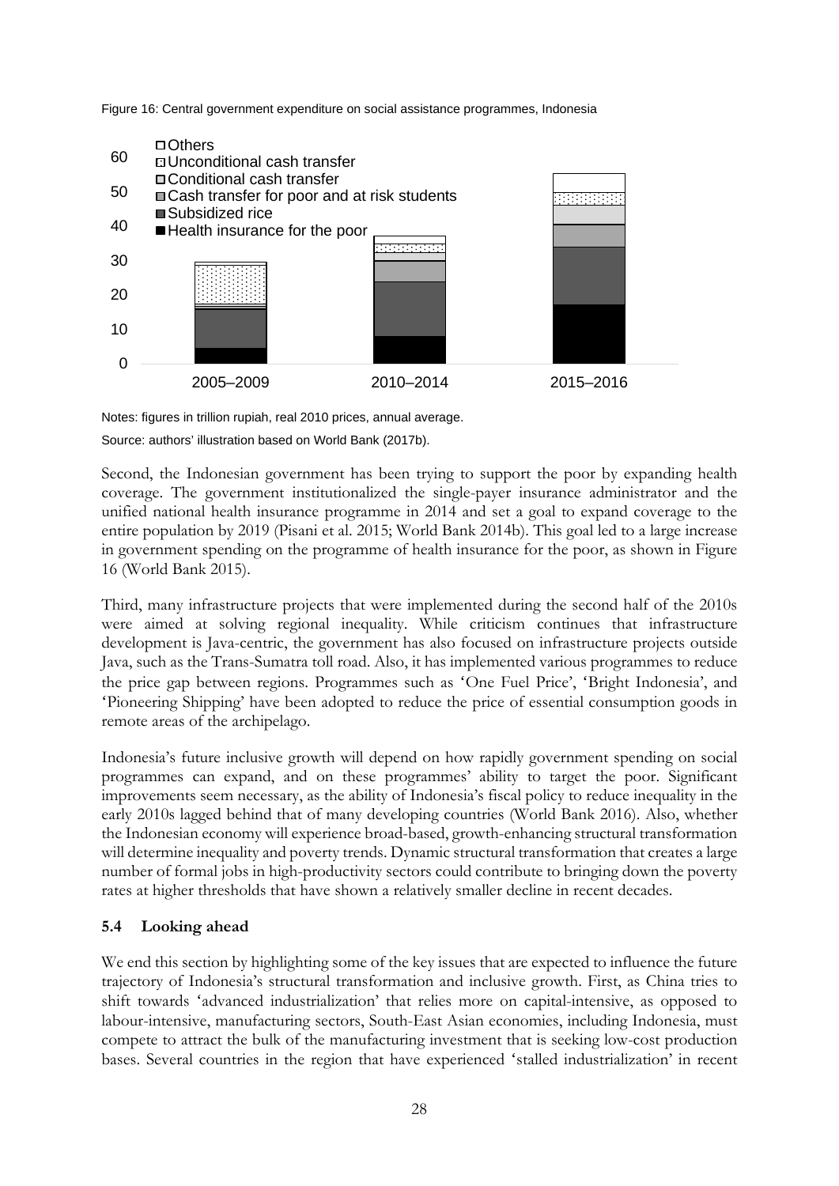Figure 16: Central government expenditure on social assistance programmes, Indonesia

Notes: figures in trillion rupiah, real 2010 prices, annual average.

Source: authors' illustration based on World Bank (2017b).

Second, the Indonesian government has been trying to support the poor by expanding health coverage. The government institutionalized the single-payer insurance administrator and the unified national health insurance programme in 2014 and set a goal to expand coverage to the entire population by 2019 (Pisani et al. 2015; World Bank 2014b). This goal led to a large increase in government spending on the programme of health insurance for the poor, as shown in Figure 16 (World Bank 2015).

Third, many infrastructure projects that were implemented during the second half of the 2010s were aimed at solving regional inequality. While criticism continues that infrastructure development is Java-centric, the government has also focused on infrastructure projects outside Java, such as the Trans-Sumatra toll road. Also, it has implemented various programmes to reduce the price gap between regions. Programmes such as 'One Fuel Price', 'Bright Indonesia', and 'Pioneering Shipping' have been adopted to reduce the price of essential consumption goods in remote areas of the archipelago.

Indonesia's future inclusive growth will depend on how rapidly government spending on social programmes can expand, and on these programmes' ability to target the poor. Significant improvements seem necessary, as the ability of Indonesia's fiscal policy to reduce inequality in the early 2010s lagged behind that of many developing countries (World Bank 2016). Also, whether the Indonesian economy will experience broad-based, growth-enhancing structural transformation will determine inequality and poverty trends. Dynamic structural transformation that creates a large number of formal jobs in high-productivity sectors could contribute to bringing down the poverty rates at higher thresholds that have shown a relatively smaller decline in recent decades.

### 5.4 Looking ahead

We end this section by highlighting some of the key issues that are expected to influence the future trajectory of Indonesia's structural transformation and inclusive growth. First, as China tries to shift towards 'advanced industrialization' that relies more on capital-intensive, as opposed to labour-intensive, manufacturing sectors, South-East Asian economies, including Indonesia, must compete to attract the bulk of the manufacturing investment that is seeking low-cost production bases. Several countries in the region that have experienced 'stalled industrialization' in recent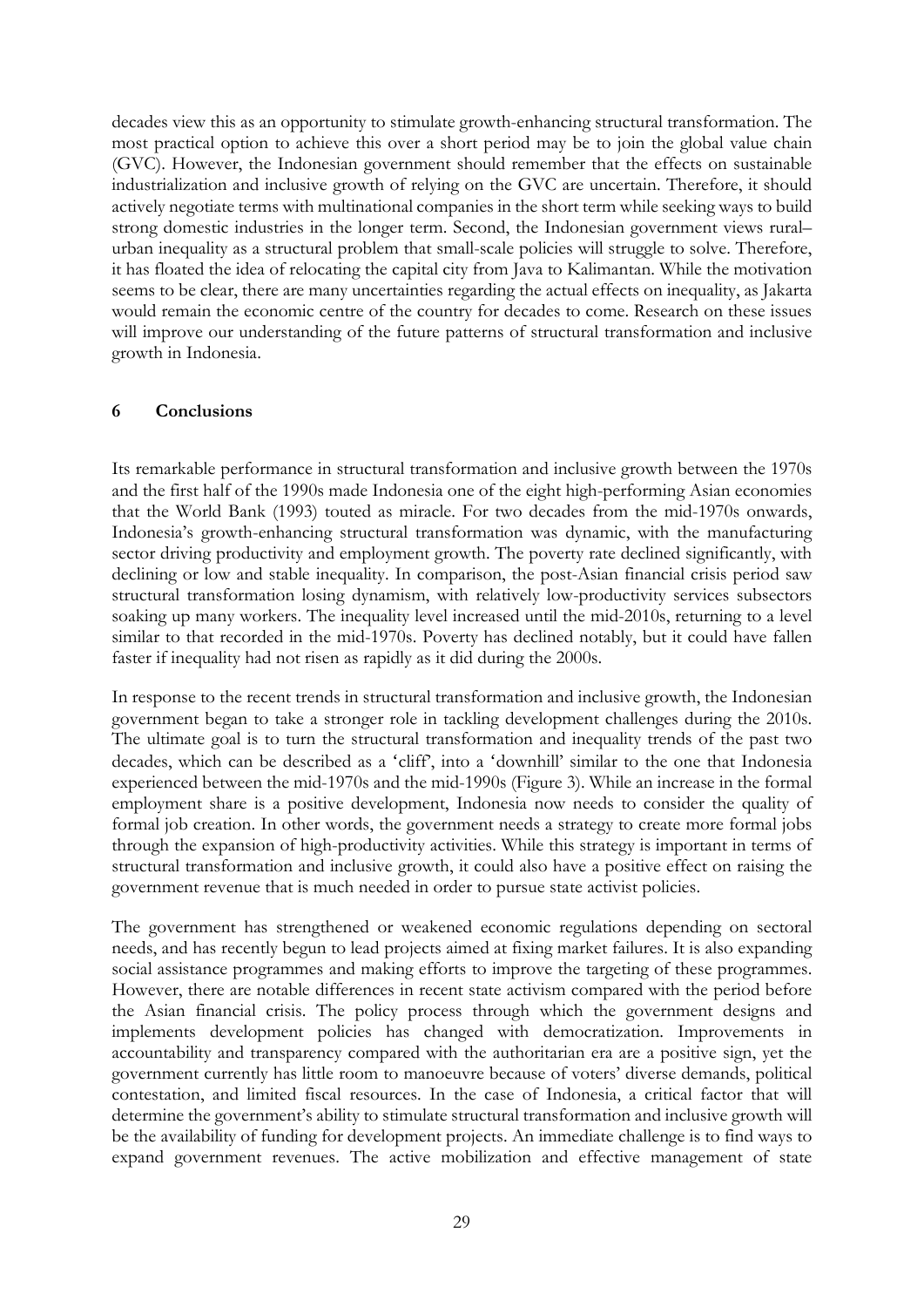decades view this as an opportunity to stimulate growth-enhancing structural transformation. The most practical option to achieve this over a short period may be to join the global value chain (GVC). However, the Indonesian government should remember that the effects on sustainable industrialization and inclusive growth of relying on the GVC are uncertain. Therefore, it should actively negotiate terms with multinational companies in the short term while seeking ways to build strong domestic industries in the longer term. Second, the Indonesian government views rural–urban inequality as a structural problem that small-scale policies will struggle to solve. Therefore, it has floated the idea of relocating the capital city from Java to Kalimantan. While the motivation seems to be clear, there are many uncertainties regarding the actual effects on inequality, as Jakarta would remain the economic centre of the country for decades to come. Research on these issues will improve our understanding of the future patterns of structural transformation and inclusive growth in Indonesia.

## 6 Conclusions

Its remarkable performance in structural transformation and inclusive growth between the 1970s and the first half of the 1990s made Indonesia one of the eight high-performing Asian economies that the World Bank (1993) touted as miracle. For two decades from the mid-1970s onwards, Indonesia's growth-enhancing structural transformation was dynamic, with the manufacturing sector driving productivity and employment growth. The poverty rate declined significantly, with declining or low and stable inequality. In comparison, the post-Asian financial crisis period saw structural transformation losing dynamism, with relatively low-productivity services subsectors soaking up many workers. The inequality level increased until the mid-2010s, returning to a level similar to that recorded in the mid-1970s. Poverty has declined notably, but it could have fallen faster if inequality had not risen as rapidly as it did during the 2000s.

In response to the recent trends in structural transformation and inclusive growth, the Indonesian government began to take a stronger role in tackling development challenges during the 2010s. The ultimate goal is to turn the structural transformation and inequality trends of the past two decades, which can be described as a 'cliff', into a 'downhill' similar to the one that Indonesia experienced between the mid-1970s and the mid-1990s (Figure 3). While an increase in the formal employment share is a positive development, Indonesia now needs to consider the quality of formal job creation. In other words, the government needs a strategy to create more formal jobs through the expansion of high-productivity activities. While this strategy is important in terms of structural transformation and inclusive growth, it could also have a positive effect on raising the government revenue that is much needed in order to pursue state activist policies.

The government has strengthened or weakened economic regulations depending on sectoral needs, and has recently begun to lead projects aimed at fixing market failures. It is also expanding social assistance programmes and making efforts to improve the targeting of these programmes. However, there are notable differences in recent state activism compared with the period before the Asian financial crisis. The policy process through which the government designs and implements development policies has changed with democratization. Improvements in accountability and transparency compared with the authoritarian era are a positive sign, yet the government currently has little room to manoeuvre because of voters' diverse demands, political contestation, and limited fiscal resources. In the case of Indonesia, a critical factor that will determine the government's ability to stimulate structural transformation and inclusive growth will be the availability of funding for development projects. An immediate challenge is to find ways to expand government revenues. The active mobilization and effective management of state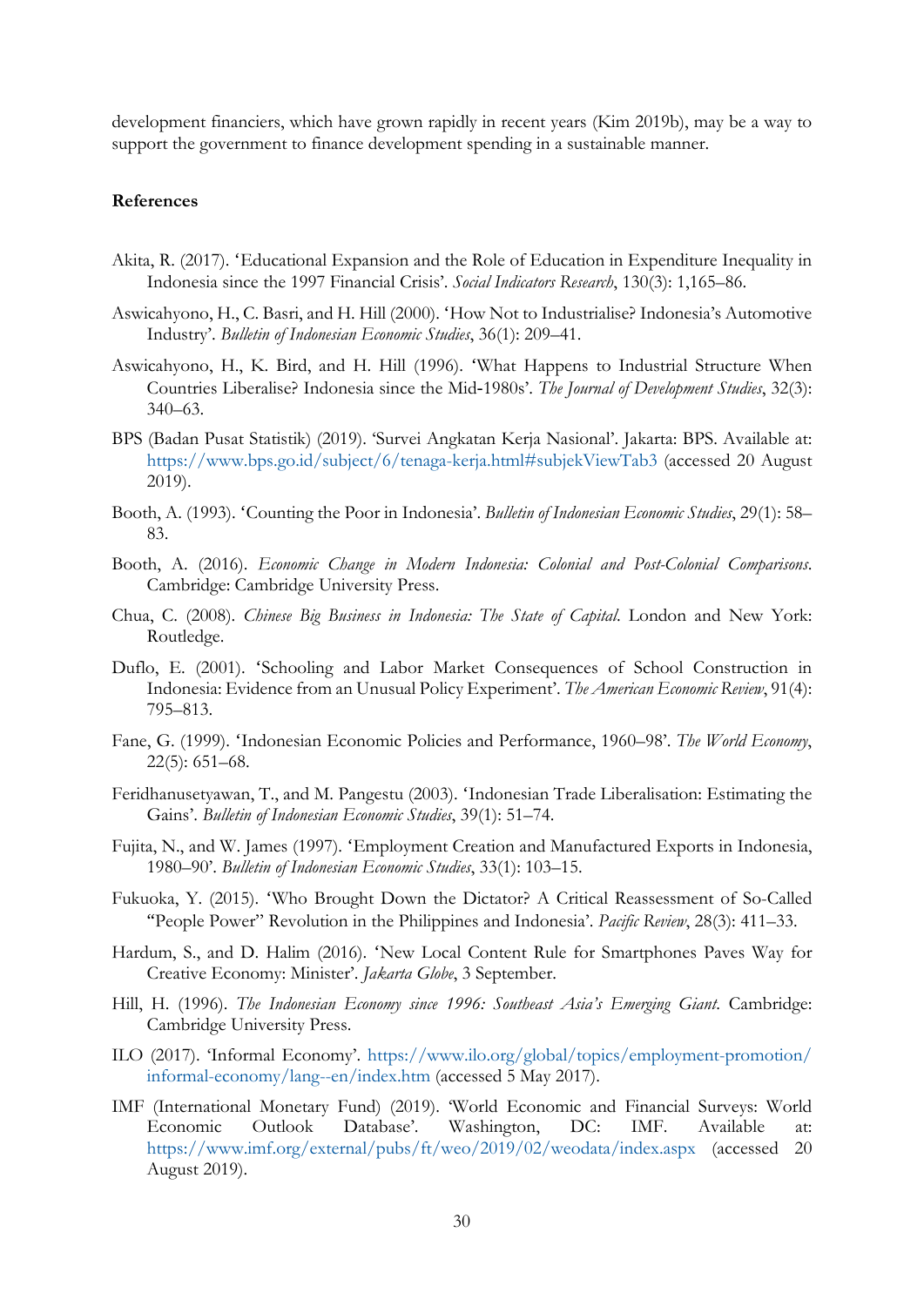development financiers, which have grown rapidly in recent years (Kim 2019b), may be a way to support the government to finance development spending in a sustainable manner.

## References

Akita, R. (2017). 'Educational Expansion and the Role of Education in Expenditure Inequality in Indonesia since the 1997 Financial Crisis'. *Social Indicators Research*, 130(3): 1,165–86.

Aswicahyono, H., C. Basri, and H. Hill (2000). 'How Not to Industrialise? Indonesia's Automotive Industry'. *Bulletin of Indonesian Economic Studies*, 36(1): 209–41.

Aswicahyono, H., K. Bird, and H. Hill (1996). 'What Happens to Industrial Structure When Countries Liberalise? Indonesia since the Mid-1980s'. *The Journal of Development Studies*, 32(3): 340–63.

BPS (Badan Pusat Statistik) (2019). 'Survei Angkatan Kerja Nasional'. Jakarta: BPS. Available at: https://www.bps.go.id/subject/6/tenaga-kerja.html#subjekViewTab3 (accessed 20 August 2019).

Booth, A. (1993). 'Counting the Poor in Indonesia'. *Bulletin of Indonesian Economic Studies*, 29(1): 58–83.

Booth, A. (2016). *Economic Change in Modern Indonesia: Colonial and Post-Colonial Comparisons*. Cambridge: Cambridge University Press.

Chua, C. (2008). *Chinese Big Business in Indonesia: The State of Capital*. London and New York: Routledge.

Duflo, E. (2001). 'Schooling and Labor Market Consequences of School Construction in Indonesia: Evidence from an Unusual Policy Experiment'. *The American Economic Review*, 91(4): 795–813.

Fane, G. (1999). 'Indonesian Economic Policies and Performance, 1960–98'. *The World Economy*, 22(5): 651–68.

Feridhanusetyawan, T., and M. Pangestu (2003). 'Indonesian Trade Liberalisation: Estimating the Gains'. *Bulletin of Indonesian Economic Studies*, 39(1): 51–74.

Fujita, N., and W. James (1997). 'Employment Creation and Manufactured Exports in Indonesia, 1980–90'. *Bulletin of Indonesian Economic Studies*, 33(1): 103–15.

Fukuoka, Y. (2015). 'Who Brought Down the Dictator? A Critical Reassessment of So-Called "People Power" Revolution in the Philippines and Indonesia'. *Pacific Review*, 28(3): 411–33.

Hardum, S., and D. Halim (2016). 'New Local Content Rule for Smartphones Paves Way for Creative Economy: Minister'. *Jakarta Globe*, 3 September.

Hill, H. (1996). *The Indonesian Economy since 1996: Southeast Asia's Emerging Giant*. Cambridge: Cambridge University Press.

ILO (2017). 'Informal Economy'. https://www.ilo.org/global/topics/employment-promotion/informal-economy/lang--en/index.htm (accessed 5 May 2017).

IMF (International Monetary Fund) (2019). 'World Economic and Financial Surveys: World Economic Outlook Database'. Washington, DC: IMF. Available at: https://www.imf.org/external/pubs/ft/weo/2019/02/weodata/index.aspx (accessed 20 August 2019).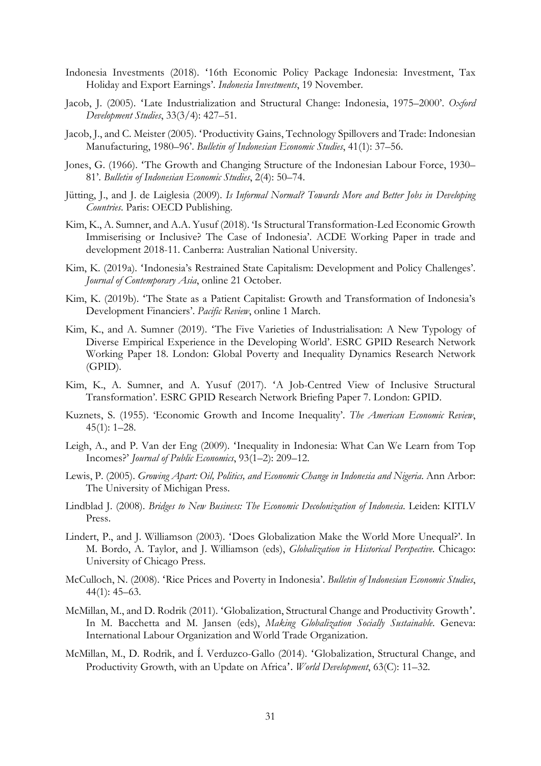Indonesia Investments (2018). '16th Economic Policy Package Indonesia: Investment, Tax Holiday and Export Earnings'. *Indonesia Investments*, 19 November.

Jacob, J. (2005). 'Late Industrialization and Structural Change: Indonesia, 1975–2000'. *Oxford Development Studies*, 33(3/4): 427–51.

Jacob, J., and C. Meister (2005). 'Productivity Gains, Technology Spillovers and Trade: Indonesian Manufacturing, 1980–96'. *Bulletin of Indonesian Economic Studies*, 41(1): 37–56.

Jones, G. (1966). 'The Growth and Changing Structure of the Indonesian Labour Force, 1930–81'. *Bulletin of Indonesian Economic Studies*, 2(4): 50–74.

Jütting, J., and J. de Laiglesia (2009). *Is Informal Normal? Towards More and Better Jobs in Developing Countries*. Paris: OECD Publishing.

Kim, K., A. Sumner, and A.A. Yusuf (2018). 'Is Structural Transformation-Led Economic Growth Immiserising or Inclusive? The Case of Indonesia'. ACDE Working Paper in trade and development 2018-11. Canberra: Australian National University.

Kim, K. (2019a). 'Indonesia's Restrained State Capitalism: Development and Policy Challenges'. *Journal of Contemporary Asia*, online 21 October.

Kim, K. (2019b). 'The State as a Patient Capitalist: Growth and Transformation of Indonesia's Development Financiers'. *Pacific Review*, online 1 March.

Kim, K., and A. Sumner (2019). 'The Five Varieties of Industrialisation: A New Typology of Diverse Empirical Experience in the Developing World'. ESRC GPID Research Network Working Paper 18. London: Global Poverty and Inequality Dynamics Research Network (GPID).

Kim, K., A. Sumner, and A. Yusuf (2017). 'A Job-Centred View of Inclusive Structural Transformation'. ESRC GPID Research Network Briefing Paper 7. London: GPID.

Kuznets, S. (1955). 'Economic Growth and Income Inequality'. *The American Economic Review*, 45(1): 1–28.

Leigh, A., and P. Van der Eng (2009). 'Inequality in Indonesia: What Can We Learn from Top Incomes?' *Journal of Public Economics*, 93(1–2): 209–12.

Lewis, P. (2005). *Growing Apart: Oil, Politics, and Economic Change in Indonesia and Nigeria*. Ann Arbor: The University of Michigan Press.

Lindblad J. (2008). *Bridges to New Business: The Economic Decolonization of Indonesia*. Leiden: KITLV Press.

Lindert, P., and J. Williamson (2003). 'Does Globalization Make the World More Unequal?'. In M. Bordo, A. Taylor, and J. Williamson (eds), *Globalization in Historical Perspective*. Chicago: University of Chicago Press.

McCulloch, N. (2008). 'Rice Prices and Poverty in Indonesia'. *Bulletin of Indonesian Economic Studies*, 44(1): 45–63.

McMillan, M., and D. Rodrik (2011). 'Globalization, Structural Change and Productivity Growth'. In M. Bacchetta and M. Jansen (eds), *Making Globalization Socially Sustainable*. Geneva: International Labour Organization and World Trade Organization.

McMillan, M., D. Rodrik, and Í. Verduzco-Gallo (2014). 'Globalization, Structural Change, and Productivity Growth, with an Update on Africa'. *World Development*, 63(C): 11–32.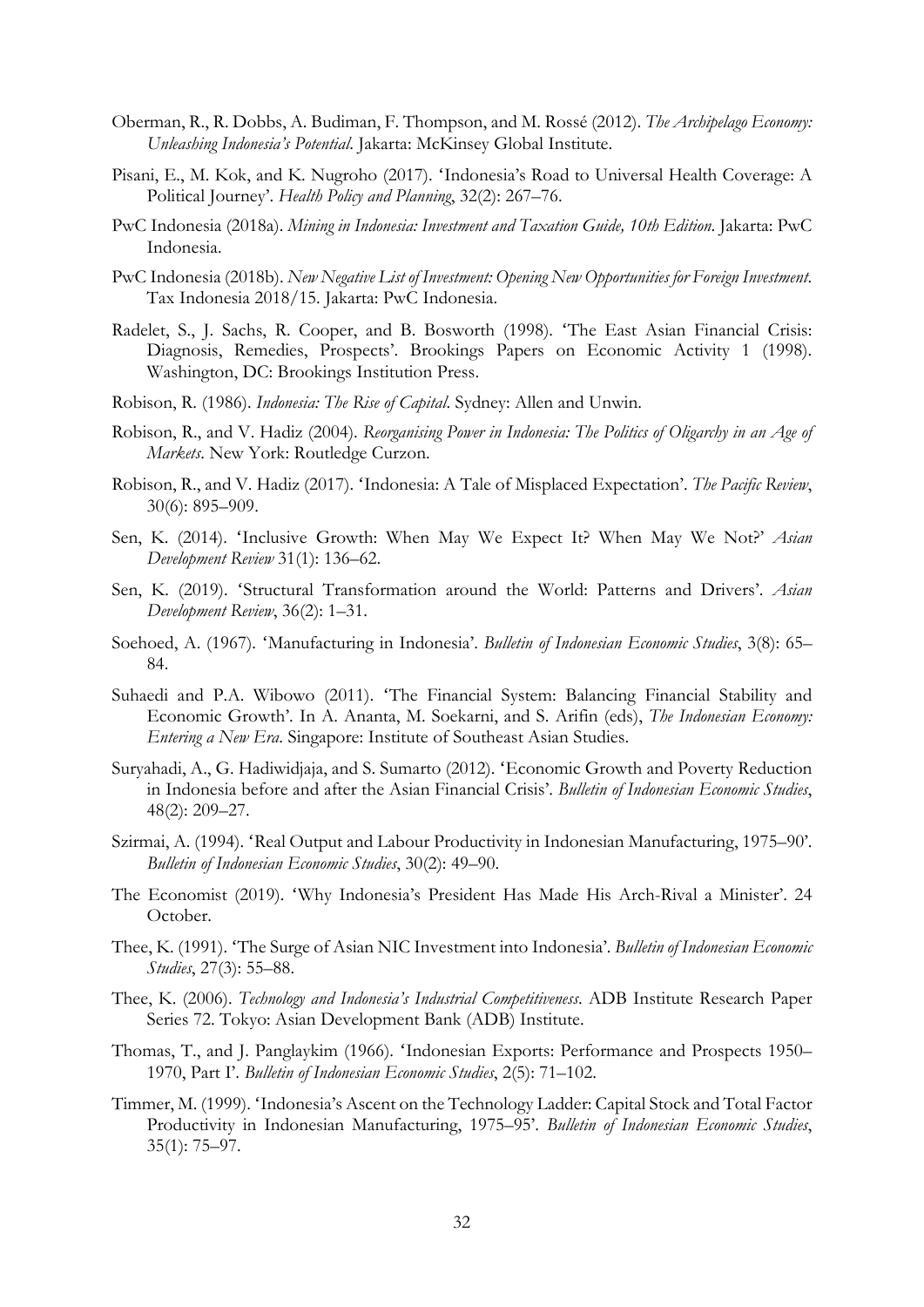Oberman, R., R. Dobbs, A. Budiman, F. Thompson, and M. Rossé (2012). *The Archipelago Economy: Unleashing Indonesia's Potential*. Jakarta: McKinsey Global Institute.

Pisani, E., M. Kok, and K. Nugroho (2017). 'Indonesia's Road to Universal Health Coverage: A Political Journey'. *Health Policy and Planning*, 32(2): 267–76.

PwC Indonesia (2018a). *Mining in Indonesia: Investment and Taxation Guide, 10th Edition*. Jakarta: PwC Indonesia.

PwC Indonesia (2018b). *New Negative List of Investment: Opening New Opportunities for Foreign Investment*. Tax Indonesia 2018/15. Jakarta: PwC Indonesia.

Radelet, S., J. Sachs, R. Cooper, and B. Bosworth (1998). 'The East Asian Financial Crisis: Diagnosis, Remedies, Prospects'. Brookings Papers on Economic Activity 1 (1998). Washington, DC: Brookings Institution Press.

Robison, R. (1986). *Indonesia: The Rise of Capital*. Sydney: Allen and Unwin.

Robison, R., and V. Hadiz (2004). *Reorganising Power in Indonesia: The Politics of Oligarchy in an Age of Markets*. New York: Routledge Curzon.

Robison, R., and V. Hadiz (2017). 'Indonesia: A Tale of Misplaced Expectation'. *The Pacific Review*, 30(6): 895–909.

Sen, K. (2014). 'Inclusive Growth: When May We Expect It? When May We Not?' *Asian Development Review* 31(1): 136–62.

Sen, K. (2019). 'Structural Transformation around the World: Patterns and Drivers'. *Asian Development Review*, 36(2): 1–31.

Soehoed, A. (1967). 'Manufacturing in Indonesia'. *Bulletin of Indonesian Economic Studies*, 3(8): 65–84.

Suhaedi and P.A. Wibowo (2011). 'The Financial System: Balancing Financial Stability and Economic Growth'. In A. Ananta, M. Soekarni, and S. Arifin (eds), *The Indonesian Economy: Entering a New Era*. Singapore: Institute of Southeast Asian Studies.

Suryahadi, A., G. Hadiwidjaja, and S. Sumarto (2012). 'Economic Growth and Poverty Reduction in Indonesia before and after the Asian Financial Crisis'. *Bulletin of Indonesian Economic Studies*, 48(2): 209–27.

Szirmai, A. (1994). 'Real Output and Labour Productivity in Indonesian Manufacturing, 1975–90'. *Bulletin of Indonesian Economic Studies*, 30(2): 49–90.

The Economist (2019). 'Why Indonesia's President Has Made His Arch-Rival a Minister'. 24 October.

Thee, K. (1991). 'The Surge of Asian NIC Investment into Indonesia'. *Bulletin of Indonesian Economic Studies*, 27(3): 55–88.

Thee, K. (2006). *Technology and Indonesia's Industrial Competitiveness*. ADB Institute Research Paper Series 72. Tokyo: Asian Development Bank (ADB) Institute.

Thomas, T., and J. Panglaykim (1966). 'Indonesian Exports: Performance and Prospects 1950–1970, Part I'. *Bulletin of Indonesian Economic Studies*, 2(5): 71–102.

Timmer, M. (1999). 'Indonesia's Ascent on the Technology Ladder: Capital Stock and Total Factor Productivity in Indonesian Manufacturing, 1975–95'. *Bulletin of Indonesian Economic Studies*, 35(1): 75–97.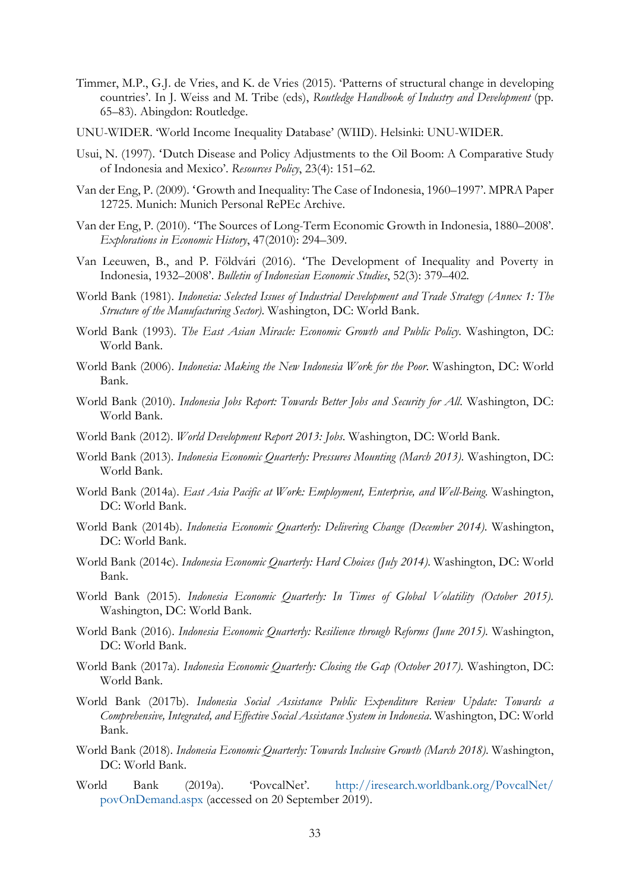Timmer, M.P., G.J. de Vries, and K. de Vries (2015). 'Patterns of structural change in developing countries'. In J. Weiss and M. Tribe (eds), *Routledge Handbook of Industry and Development* (pp. 65–83). Abingdon: Routledge.

UNU-WIDER. 'World Income Inequality Database' (WIID). Helsinki: UNU-WIDER.

Usui, N. (1997). 'Dutch Disease and Policy Adjustments to the Oil Boom: A Comparative Study of Indonesia and Mexico'. *Resources Policy*, 23(4): 151–62.

Van der Eng, P. (2009). 'Growth and Inequality: The Case of Indonesia, 1960–1997'. MPRA Paper 12725. Munich: Munich Personal RePEc Archive.

Van der Eng, P. (2010). 'The Sources of Long-Term Economic Growth in Indonesia, 1880–2008'. *Explorations in Economic History*, 47(2010): 294–309.

Van Leeuwen, B., and P. Földvári (2016). 'The Development of Inequality and Poverty in Indonesia, 1932–2008'. *Bulletin of Indonesian Economic Studies*, 52(3): 379–402.

World Bank (1981). *Indonesia: Selected Issues of Industrial Development and Trade Strategy (Annex 1: The Structure of the Manufacturing Sector)*. Washington, DC: World Bank.

World Bank (1993). *The East Asian Miracle: Economic Growth and Public Policy*. Washington, DC: World Bank.

World Bank (2006). *Indonesia: Making the New Indonesia Work for the Poor*. Washington, DC: World Bank.

World Bank (2010). *Indonesia Jobs Report: Towards Better Jobs and Security for All*. Washington, DC: World Bank.

World Bank (2012). *World Development Report 2013: Jobs*. Washington, DC: World Bank.

World Bank (2013). *Indonesia Economic Quarterly: Pressures Mounting (March 2013)*. Washington, DC: World Bank.

World Bank (2014a). *East Asia Pacific at Work: Employment, Enterprise, and Well-Being*. Washington, DC: World Bank.

World Bank (2014b). *Indonesia Economic Quarterly: Delivering Change (December 2014)*. Washington, DC: World Bank.

World Bank (2014c). *Indonesia Economic Quarterly: Hard Choices (July 2014)*. Washington, DC: World Bank.

World Bank (2015). *Indonesia Economic Quarterly: In Times of Global Volatility (October 2015)*. Washington, DC: World Bank.

World Bank (2016). *Indonesia Economic Quarterly: Resilience through Reforms (June 2015)*. Washington, DC: World Bank.

World Bank (2017a). *Indonesia Economic Quarterly: Closing the Gap (October 2017)*. Washington, DC: World Bank.

World Bank (2017b). *Indonesia Social Assistance Public Expenditure Review Update: Towards a Comprehensive, Integrated, and Effective Social Assistance System in Indonesia*. Washington, DC: World Bank.

World Bank (2018). *Indonesia Economic Quarterly: Towards Inclusive Growth (March 2018)*. Washington, DC: World Bank.

World Bank (2019a). 'PovcalNet'. http://iresearch.worldbank.org/PovcalNet/povOnDemand.aspx (accessed on 20 September 2019).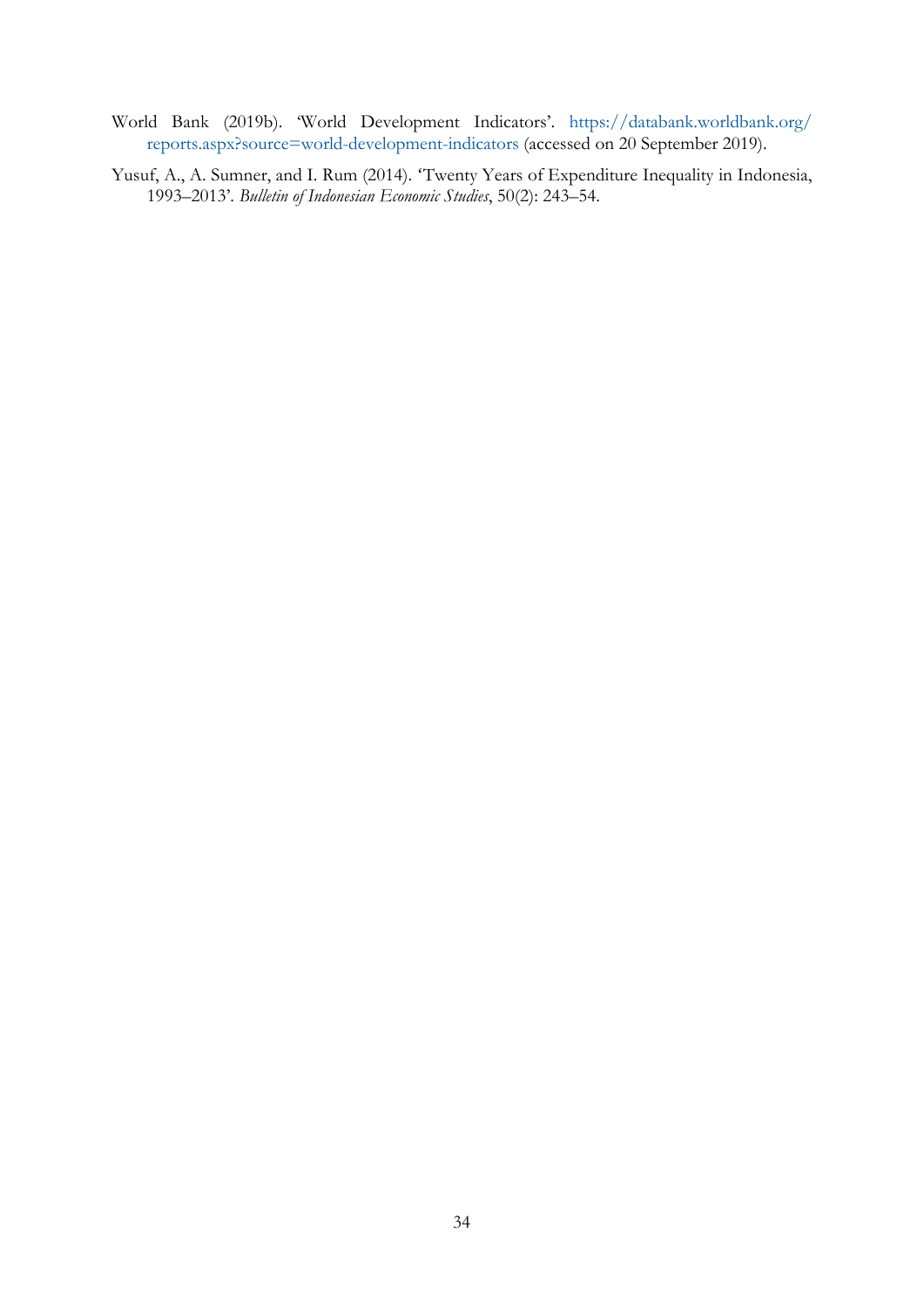World Bank (2019b). 'World Development Indicators'. https://databank.worldbank.org/reports.aspx?source=world-development-indicators (accessed on 20 September 2019).

Yusuf, A., A. Sumner, and I. Rum (2014). 'Twenty Years of Expenditure Inequality in Indonesia, 1993–2013'. *Bulletin of Indonesian Economic Studies*, 50(2): 243–54.